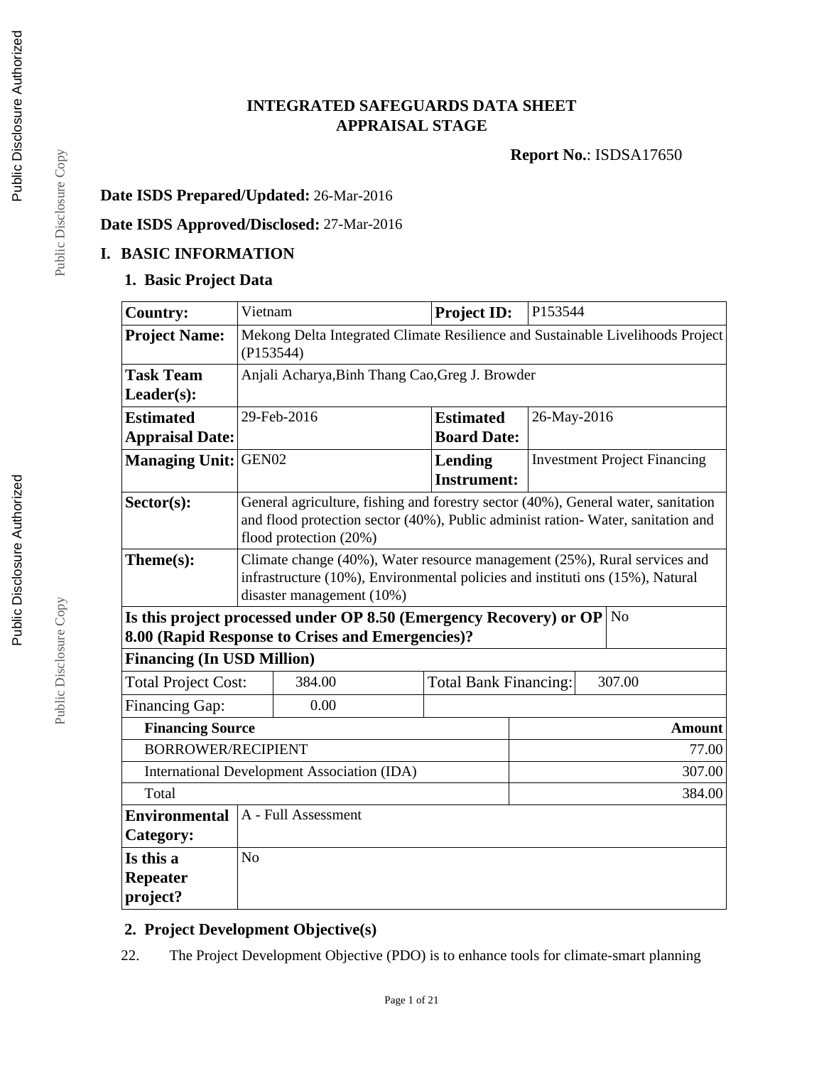# INTEGRATED SAFEGUARDS DATA SHEET
# APPRAISAL STAGE

**Report No.**: ISDSA17650

**Date ISDS Prepared/Updated:** 26-Mar-2016

**Date ISDS Approved/Disclosed:** 27-Mar-2016

## I. BASIC INFORMATION

### 1. Basic Project Data

| | | | |
|---|---|---|---|
| **Country:** | Vietnam | **Project ID:** | P153544 |
| **Project Name:** | Mekong Delta Integrated Climate Resilience and Sustainable Livelihoods Project (P153544) | | |
| **Task Team Leader(s):** | Anjali Acharya,Binh Thang Cao,Greg J. Browder | | |
| **Estimated Appraisal Date:** | 29-Feb-2016 | **Estimated Board Date:** | 26-May-2016 |
| **Managing Unit:** | GEN02 | **Lending Instrument:** | Investment Project Financing |
| **Sector(s):** | General agriculture, fishing and forestry sector (40%), General water, sanitation and flood protection sector (40%), Public administ ration- Water, sanitation and flood protection (20%) | | |
| **Theme(s):** | Climate change (40%), Water resource management (25%), Rural services and infrastructure (10%), Environmental policies and instituti ons (15%), Natural disaster management (10%) | | |
| **Is this project processed under OP 8.50 (Emergency Recovery) or OP 8.00 (Rapid Response to Crises and Emergencies)?** | | | No |
| **Financing (In USD Million)** | | | |
| Total Project Cost: | 384.00 | Total Bank Financing: | 307.00 |
| Financing Gap: | 0.00 | | |
| **Financing Source** | | | **Amount** |
| BORROWER/RECIPIENT | | | 77.00 |
| International Development Association (IDA) | | | 307.00 |
| Total | | | 384.00 |
| **Environmental Category:** | A - Full Assessment | | |
| **Is this a Repeater project?** | No | | |

### 2. Project Development Objective(s)

22. The Project Development Objective (PDO) is to enhance tools for climate-smart planning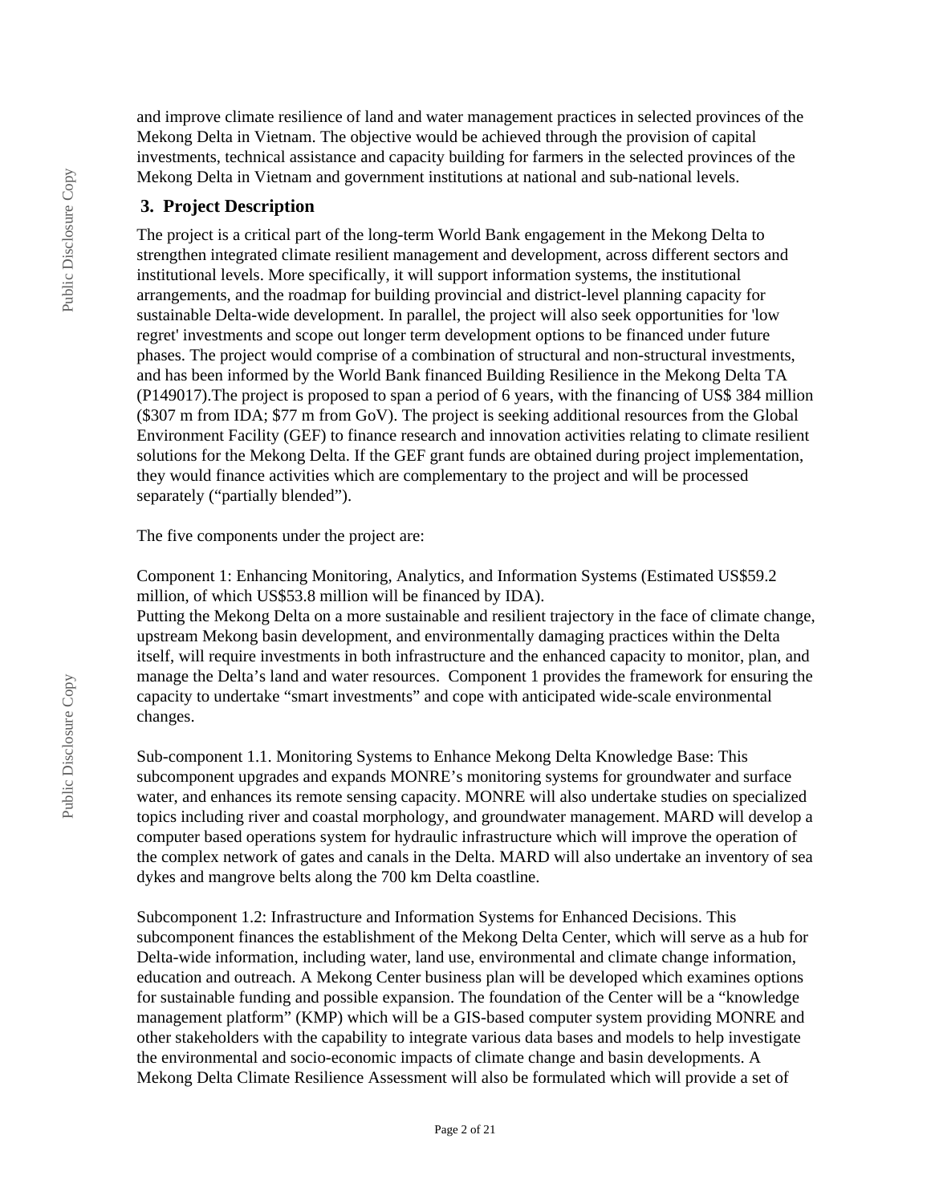and improve climate resilience of land and water management practices in selected provinces of the Mekong Delta in Vietnam. The objective would be achieved through the provision of capital investments, technical assistance and capacity building for farmers in the selected provinces of the Mekong Delta in Vietnam and government institutions at national and sub-national levels.

## 3. Project Description

The project is a critical part of the long-term World Bank engagement in the Mekong Delta to strengthen integrated climate resilient management and development, across different sectors and institutional levels. More specifically, it will support information systems, the institutional arrangements, and the roadmap for building provincial and district-level planning capacity for sustainable Delta-wide development. In parallel, the project will also seek opportunities for 'low regret' investments and scope out longer term development options to be financed under future phases. The project would comprise of a combination of structural and non-structural investments, and has been informed by the World Bank financed Building Resilience in the Mekong Delta TA (P149017).The project is proposed to span a period of 6 years, with the financing of US$ 384 million ($307 m from IDA; $77 m from GoV). The project is seeking additional resources from the Global Environment Facility (GEF) to finance research and innovation activities relating to climate resilient solutions for the Mekong Delta. If the GEF grant funds are obtained during project implementation, they would finance activities which are complementary to the project and will be processed separately ("partially blended").

The five components under the project are:

Component 1: Enhancing Monitoring, Analytics, and Information Systems (Estimated US$59.2 million, of which US$53.8 million will be financed by IDA).
Putting the Mekong Delta on a more sustainable and resilient trajectory in the face of climate change, upstream Mekong basin development, and environmentally damaging practices within the Delta itself, will require investments in both infrastructure and the enhanced capacity to monitor, plan, and manage the Delta's land and water resources. Component 1 provides the framework for ensuring the capacity to undertake "smart investments" and cope with anticipated wide-scale environmental changes.

Sub-component 1.1. Monitoring Systems to Enhance Mekong Delta Knowledge Base: This subcomponent upgrades and expands MONRE's monitoring systems for groundwater and surface water, and enhances its remote sensing capacity. MONRE will also undertake studies on specialized topics including river and coastal morphology, and groundwater management. MARD will develop a computer based operations system for hydraulic infrastructure which will improve the operation of the complex network of gates and canals in the Delta. MARD will also undertake an inventory of sea dykes and mangrove belts along the 700 km Delta coastline.

Subcomponent 1.2: Infrastructure and Information Systems for Enhanced Decisions. This subcomponent finances the establishment of the Mekong Delta Center, which will serve as a hub for Delta-wide information, including water, land use, environmental and climate change information, education and outreach. A Mekong Center business plan will be developed which examines options for sustainable funding and possible expansion. The foundation of the Center will be a "knowledge management platform" (KMP) which will be a GIS-based computer system providing MONRE and other stakeholders with the capability to integrate various data bases and models to help investigate the environmental and socio-economic impacts of climate change and basin developments. A Mekong Delta Climate Resilience Assessment will also be formulated which will provide a set of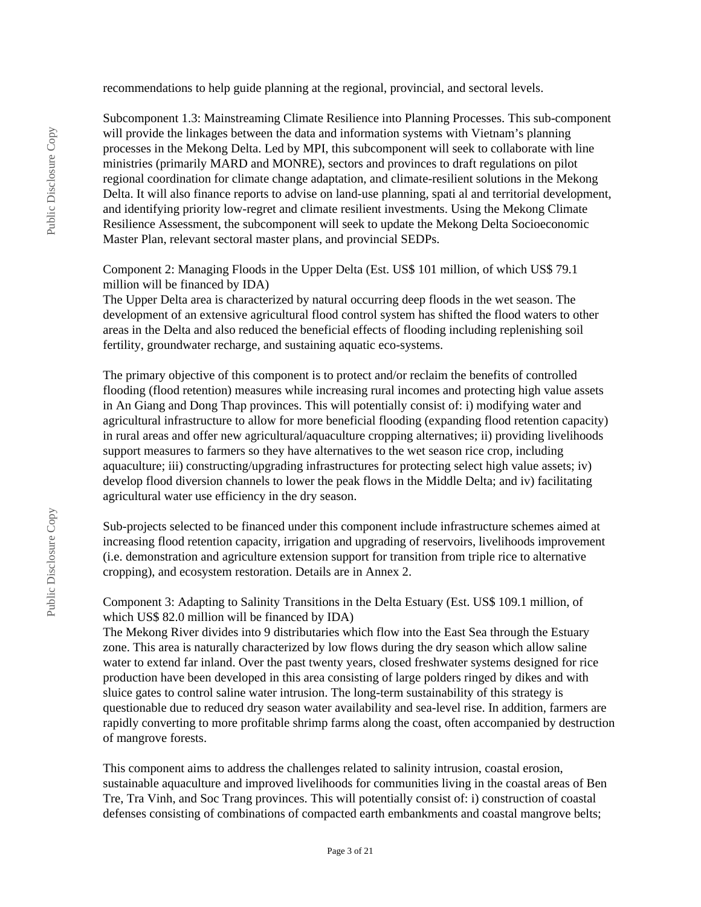recommendations to help guide planning at the regional, provincial, and sectoral levels.

Subcomponent 1.3: Mainstreaming Climate Resilience into Planning Processes. This sub-component will provide the linkages between the data and information systems with Vietnam's planning processes in the Mekong Delta. Led by MPI, this subcomponent will seek to collaborate with line ministries (primarily MARD and MONRE), sectors and provinces to draft regulations on pilot regional coordination for climate change adaptation, and climate-resilient solutions in the Mekong Delta. It will also finance reports to advise on land-use planning, spati al and territorial development, and identifying priority low-regret and climate resilient investments. Using the Mekong Climate Resilience Assessment, the subcomponent will seek to update the Mekong Delta Socioeconomic Master Plan, relevant sectoral master plans, and provincial SEDPs.

Component 2: Managing Floods in the Upper Delta (Est. US$ 101 million, of which US$ 79.1 million will be financed by IDA)
The Upper Delta area is characterized by natural occurring deep floods in the wet season. The development of an extensive agricultural flood control system has shifted the flood waters to other areas in the Delta and also reduced the beneficial effects of flooding including replenishing soil fertility, groundwater recharge, and sustaining aquatic eco-systems.

The primary objective of this component is to protect and/or reclaim the benefits of controlled flooding (flood retention) measures while increasing rural incomes and protecting high value assets in An Giang and Dong Thap provinces. This will potentially consist of: i) modifying water and agricultural infrastructure to allow for more beneficial flooding (expanding flood retention capacity) in rural areas and offer new agricultural/aquaculture cropping alternatives; ii) providing livelihoods support measures to farmers so they have alternatives to the wet season rice crop, including aquaculture; iii) constructing/upgrading infrastructures for protecting select high value assets; iv) develop flood diversion channels to lower the peak flows in the Middle Delta; and iv) facilitating agricultural water use efficiency in the dry season.

Sub-projects selected to be financed under this component include infrastructure schemes aimed at increasing flood retention capacity, irrigation and upgrading of reservoirs, livelihoods improvement (i.e. demonstration and agriculture extension support for transition from triple rice to alternative cropping), and ecosystem restoration. Details are in Annex 2.

Component 3: Adapting to Salinity Transitions in the Delta Estuary (Est. US$ 109.1 million, of which US$ 82.0 million will be financed by IDA)
The Mekong River divides into 9 distributaries which flow into the East Sea through the Estuary zone. This area is naturally characterized by low flows during the dry season which allow saline water to extend far inland. Over the past twenty years, closed freshwater systems designed for rice production have been developed in this area consisting of large polders ringed by dikes and with sluice gates to control saline water intrusion. The long-term sustainability of this strategy is questionable due to reduced dry season water availability and sea-level rise. In addition, farmers are rapidly converting to more profitable shrimp farms along the coast, often accompanied by destruction of mangrove forests.

This component aims to address the challenges related to salinity intrusion, coastal erosion, sustainable aquaculture and improved livelihoods for communities living in the coastal areas of Ben Tre, Tra Vinh, and Soc Trang provinces. This will potentially consist of: i) construction of coastal defenses consisting of combinations of compacted earth embankments and coastal mangrove belts;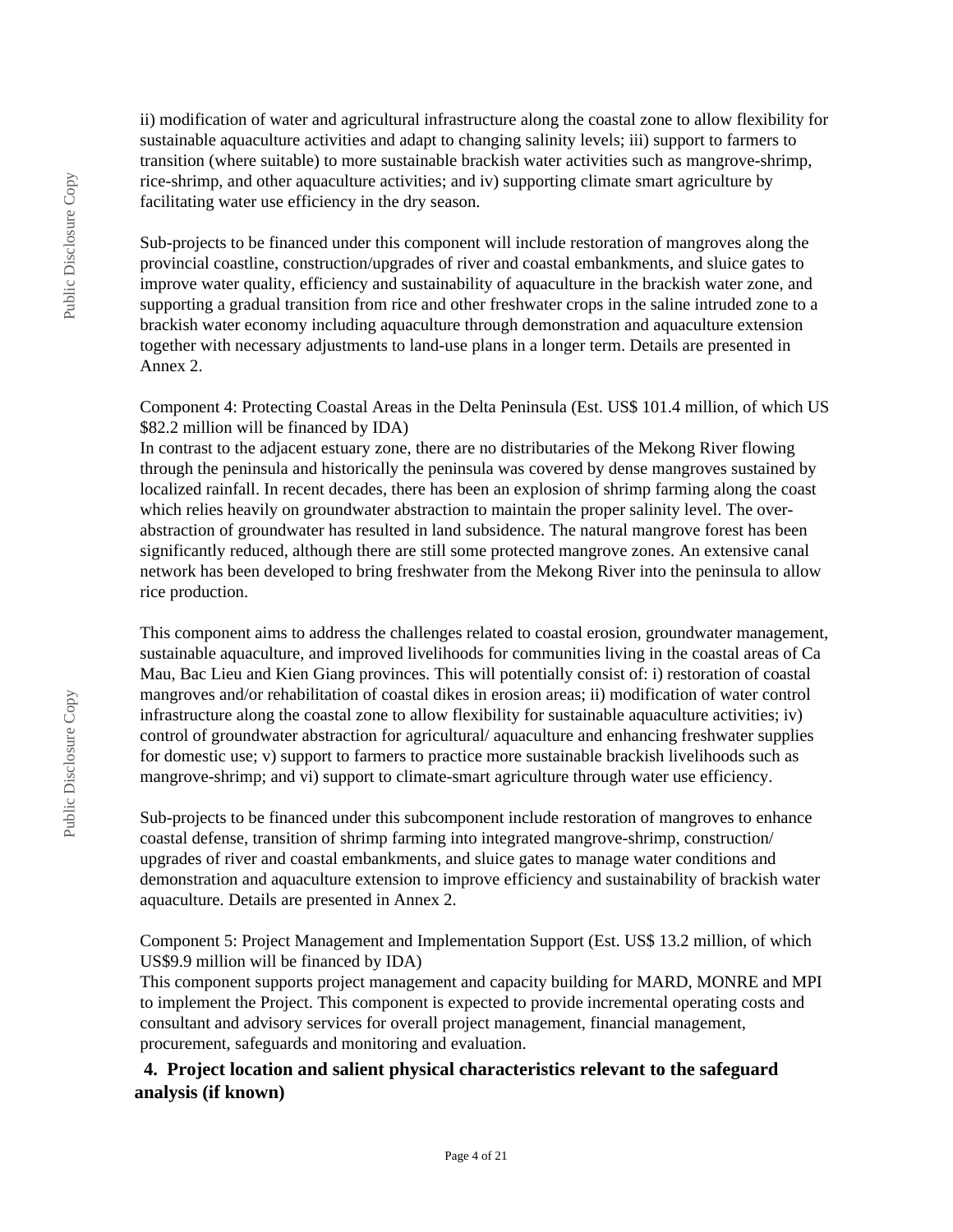ii) modification of water and agricultural infrastructure along the coastal zone to allow flexibility for sustainable aquaculture activities and adapt to changing salinity levels; iii) support to farmers to transition (where suitable) to more sustainable brackish water activities such as mangrove-shrimp, rice-shrimp, and other aquaculture activities; and iv) supporting climate smart agriculture by facilitating water use efficiency in the dry season.

Sub-projects to be financed under this component will include restoration of mangroves along the provincial coastline, construction/upgrades of river and coastal embankments, and sluice gates to improve water quality, efficiency and sustainability of aquaculture in the brackish water zone, and supporting a gradual transition from rice and other freshwater crops in the saline intruded zone to a brackish water economy including aquaculture through demonstration and aquaculture extension together with necessary adjustments to land-use plans in a longer term. Details are presented in Annex 2.

Component 4: Protecting Coastal Areas in the Delta Peninsula (Est. US$ 101.4 million, of which US $82.2 million will be financed by IDA)
In contrast to the adjacent estuary zone, there are no distributaries of the Mekong River flowing through the peninsula and historically the peninsula was covered by dense mangroves sustained by localized rainfall. In recent decades, there has been an explosion of shrimp farming along the coast which relies heavily on groundwater abstraction to maintain the proper salinity level. The over-abstraction of groundwater has resulted in land subsidence. The natural mangrove forest has been significantly reduced, although there are still some protected mangrove zones. An extensive canal network has been developed to bring freshwater from the Mekong River into the peninsula to allow rice production.

This component aims to address the challenges related to coastal erosion, groundwater management, sustainable aquaculture, and improved livelihoods for communities living in the coastal areas of Ca Mau, Bac Lieu and Kien Giang provinces. This will potentially consist of: i) restoration of coastal mangroves and/or rehabilitation of coastal dikes in erosion areas; ii) modification of water control infrastructure along the coastal zone to allow flexibility for sustainable aquaculture activities; iv) control of groundwater abstraction for agricultural/ aquaculture and enhancing freshwater supplies for domestic use; v) support to farmers to practice more sustainable brackish livelihoods such as mangrove-shrimp; and vi) support to climate-smart agriculture through water use efficiency.

Sub-projects to be financed under this subcomponent include restoration of mangroves to enhance coastal defense, transition of shrimp farming into integrated mangrove-shrimp, construction/ upgrades of river and coastal embankments, and sluice gates to manage water conditions and demonstration and aquaculture extension to improve efficiency and sustainability of brackish water aquaculture. Details are presented in Annex 2.

Component 5: Project Management and Implementation Support (Est. US$ 13.2 million, of which US$9.9 million will be financed by IDA)
This component supports project management and capacity building for MARD, MONRE and MPI to implement the Project. This component is expected to provide incremental operating costs and consultant and advisory services for overall project management, financial management, procurement, safeguards and monitoring and evaluation.

## 4. Project location and salient physical characteristics relevant to the safeguard analysis (if known)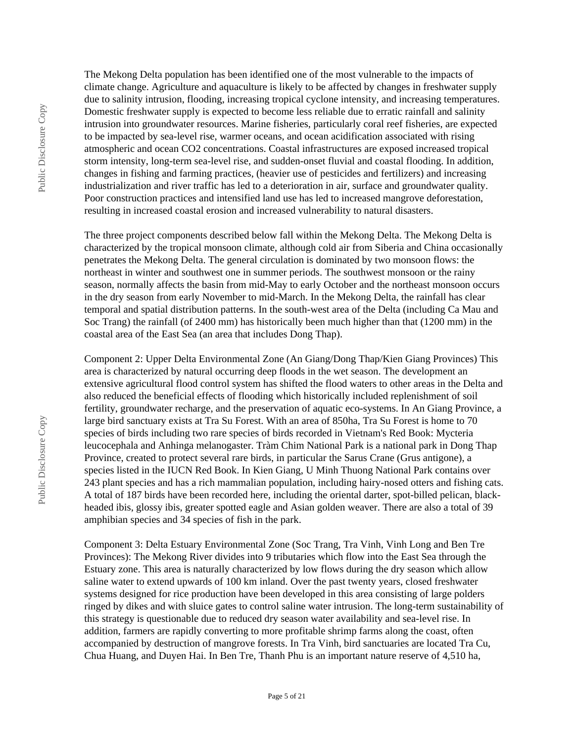The Mekong Delta population has been identified one of the most vulnerable to the impacts of climate change. Agriculture and aquaculture is likely to be affected by changes in freshwater supply due to salinity intrusion, flooding, increasing tropical cyclone intensity, and increasing temperatures. Domestic freshwater supply is expected to become less reliable due to erratic rainfall and salinity intrusion into groundwater resources. Marine fisheries, particularly coral reef fisheries, are expected to be impacted by sea-level rise, warmer oceans, and ocean acidification associated with rising atmospheric and ocean $CO_2$ concentrations. Coastal infrastructures are exposed increased tropical storm intensity, long-term sea-level rise, and sudden-onset fluvial and coastal flooding. In addition, changes in fishing and farming practices, (heavier use of pesticides and fertilizers) and increasing industrialization and river traffic has led to a deterioration in air, surface and groundwater quality. Poor construction practices and intensified land use has led to increased mangrove deforestation, resulting in increased coastal erosion and increased vulnerability to natural disasters.

The three project components described below fall within the Mekong Delta. The Mekong Delta is characterized by the tropical monsoon climate, although cold air from Siberia and China occasionally penetrates the Mekong Delta. The general circulation is dominated by two monsoon flows: the northeast in winter and southwest one in summer periods. The southwest monsoon or the rainy season, normally affects the basin from mid-May to early October and the northeast monsoon occurs in the dry season from early November to mid-March. In the Mekong Delta, the rainfall has clear temporal and spatial distribution patterns. In the south-west area of the Delta (including Ca Mau and Soc Trang) the rainfall (of 2400 mm) has historically been much higher than that (1200 mm) in the coastal area of the East Sea (an area that includes Dong Thap).

Component 2: Upper Delta Environmental Zone (An Giang/Dong Thap/Kien Giang Provinces) This area is characterized by natural occurring deep floods in the wet season. The development an extensive agricultural flood control system has shifted the flood waters to other areas in the Delta and also reduced the beneficial effects of flooding which historically included replenishment of soil fertility, groundwater recharge, and the preservation of aquatic eco-systems. In An Giang Province, a large bird sanctuary exists at Tra Su Forest. With an area of 850ha, Tra Su Forest is home to 70 species of birds including two rare species of birds recorded in Vietnam's Red Book: Mycteria leucocephala and Anhinga melanogaster. Tràm Chim National Park is a national park in Dong Thap Province, created to protect several rare birds, in particular the Sarus Crane (Grus antigone), a species listed in the IUCN Red Book. In Kien Giang, U Minh Thuong National Park contains over 243 plant species and has a rich mammalian population, including hairy-nosed otters and fishing cats. A total of 187 birds have been recorded here, including the oriental darter, spot-billed pelican, black-headed ibis, glossy ibis, greater spotted eagle and Asian golden weaver. There are also a total of 39 amphibian species and 34 species of fish in the park.

Component 3: Delta Estuary Environmental Zone (Soc Trang, Tra Vinh, Vinh Long and Ben Tre Provinces): The Mekong River divides into 9 tributaries which flow into the East Sea through the Estuary zone. This area is naturally characterized by low flows during the dry season which allow saline water to extend upwards of 100 km inland. Over the past twenty years, closed freshwater systems designed for rice production have been developed in this area consisting of large polders ringed by dikes and with sluice gates to control saline water intrusion. The long-term sustainability of this strategy is questionable due to reduced dry season water availability and sea-level rise. In addition, farmers are rapidly converting to more profitable shrimp farms along the coast, often accompanied by destruction of mangrove forests. In Tra Vinh, bird sanctuaries are located Tra Cu, Chua Huang, and Duyen Hai. In Ben Tre, Thanh Phu is an important nature reserve of 4,510 ha,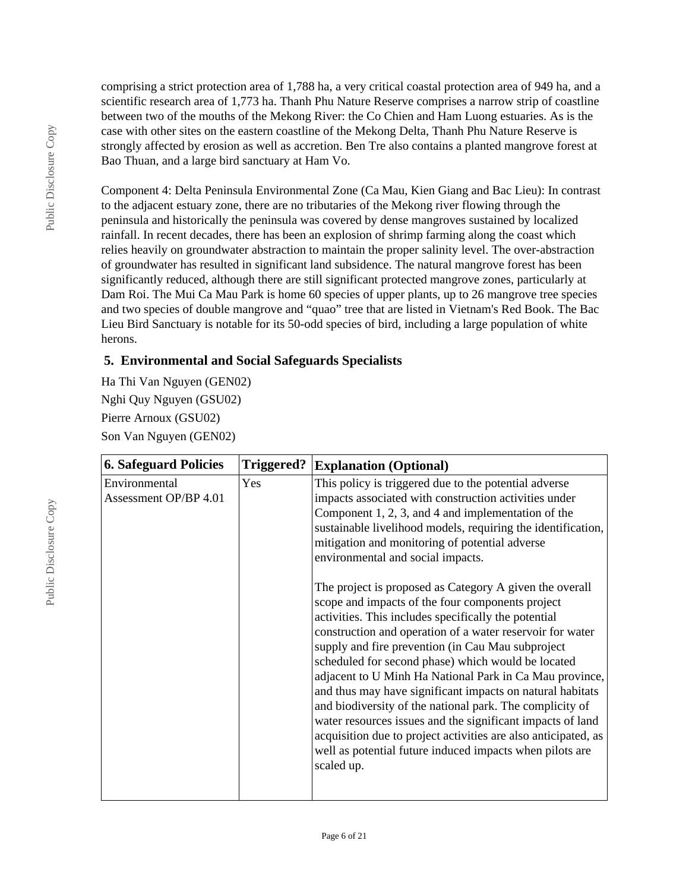comprising a strict protection area of 1,788 ha, a very critical coastal protection area of 949 ha, and a scientific research area of 1,773 ha. Thanh Phu Nature Reserve comprises a narrow strip of coastline between two of the mouths of the Mekong River: the Co Chien and Ham Luong estuaries. As is the case with other sites on the eastern coastline of the Mekong Delta, Thanh Phu Nature Reserve is strongly affected by erosion as well as accretion. Ben Tre also contains a planted mangrove forest at Bao Thuan, and a large bird sanctuary at Ham Vo.

Component 4: Delta Peninsula Environmental Zone (Ca Mau, Kien Giang and Bac Lieu): In contrast to the adjacent estuary zone, there are no tributaries of the Mekong river flowing through the peninsula and historically the peninsula was covered by dense mangroves sustained by localized rainfall. In recent decades, there has been an explosion of shrimp farming along the coast which relies heavily on groundwater abstraction to maintain the proper salinity level. The over-abstraction of groundwater has resulted in significant land subsidence. The natural mangrove forest has been significantly reduced, although there are still significant protected mangrove zones, particularly at Dam Roi. The Mui Ca Mau Park is home 60 species of upper plants, up to 26 mangrove tree species and two species of double mangrove and "quao" tree that are listed in Vietnam's Red Book. The Bac Lieu Bird Sanctuary is notable for its 50-odd species of bird, including a large population of white herons.

## 5. Environmental and Social Safeguards Specialists

Ha Thi Van Nguyen (GEN02)

Nghi Quy Nguyen (GSU02)

Pierre Arnoux (GSU02)

Son Van Nguyen (GEN02)

| 6. Safeguard Policies | Triggered? | Explanation (Optional) |
|---|---|---|
| Environmental Assessment OP/BP 4.01 | Yes | This policy is triggered due to the potential adverse impacts associated with construction activities under Component 1, 2, 3, and 4 and implementation of the sustainable livelihood models, requiring the identification, mitigation and monitoring of potential adverse environmental and social impacts.<br><br>The project is proposed as Category A given the overall scope and impacts of the four components project activities. This includes specifically the potential construction and operation of a water reservoir for water supply and fire prevention (in Cau Mau subproject scheduled for second phase) which would be located adjacent to U Minh Ha National Park in Ca Mau province, and thus may have significant impacts on natural habitats and biodiversity of the national park. The complicity of water resources issues and the significant impacts of land acquisition due to project activities are also anticipated, as well as potential future induced impacts when pilots are scaled up. |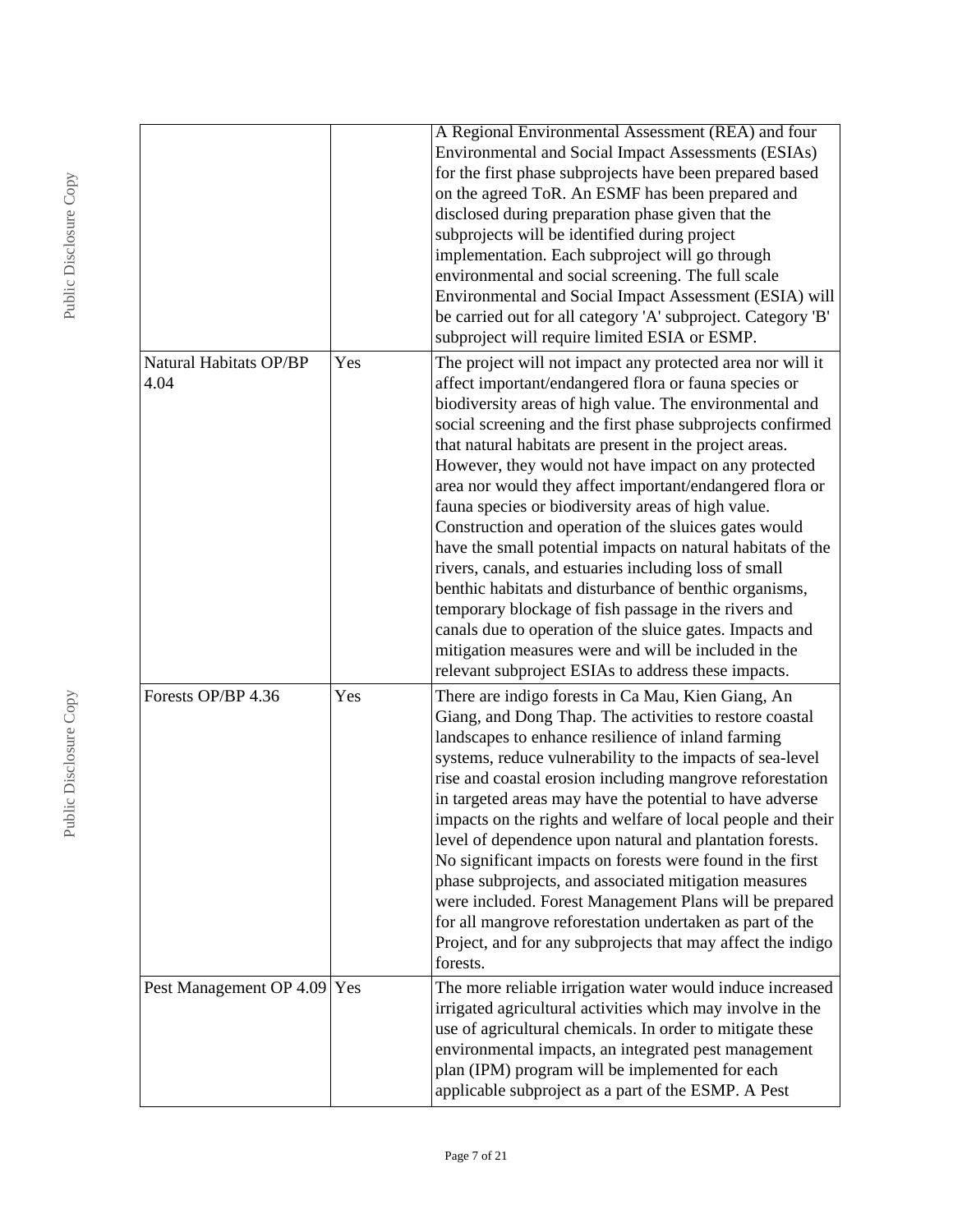| | | |
|---|---|---|
| | | A Regional Environmental Assessment (REA) and four Environmental and Social Impact Assessments (ESIAs) for the first phase subprojects have been prepared based on the agreed ToR. An ESMF has been prepared and disclosed during preparation phase given that the subprojects will be identified during project implementation. Each subproject will go through environmental and social screening. The full scale Environmental and Social Impact Assessment (ESIA) will be carried out for all category 'A' subproject. Category 'B' subproject will require limited ESIA or ESMP. |
| Natural Habitats OP/BP 4.04 | Yes | The project will not impact any protected area nor will it affect important/endangered flora or fauna species or biodiversity areas of high value. The environmental and social screening and the first phase subprojects confirmed that natural habitats are present in the project areas. However, they would not have impact on any protected area nor would they affect important/endangered flora or fauna species or biodiversity areas of high value. Construction and operation of the sluices gates would have the small potential impacts on natural habitats of the rivers, canals, and estuaries including loss of small benthic habitats and disturbance of benthic organisms, temporary blockage of fish passage in the rivers and canals due to operation of the sluice gates. Impacts and mitigation measures were and will be included in the relevant subproject ESIAs to address these impacts. |
| Forests OP/BP 4.36 | Yes | There are indigo forests in Ca Mau, Kien Giang, An Giang, and Dong Thap. The activities to restore coastal landscapes to enhance resilience of inland farming systems, reduce vulnerability to the impacts of sea-level rise and coastal erosion including mangrove reforestation in targeted areas may have the potential to have adverse impacts on the rights and welfare of local people and their level of dependence upon natural and plantation forests. No significant impacts on forests were found in the first phase subprojects, and associated mitigation measures were included. Forest Management Plans will be prepared for all mangrove reforestation undertaken as part of the Project, and for any subprojects that may affect the indigo forests. |
| Pest Management OP 4.09 | Yes | The more reliable irrigation water would induce increased irrigated agricultural activities which may involve in the use of agricultural chemicals. In order to mitigate these environmental impacts, an integrated pest management plan (IPM) program will be implemented for each applicable subproject as a part of the ESMP. A Pest |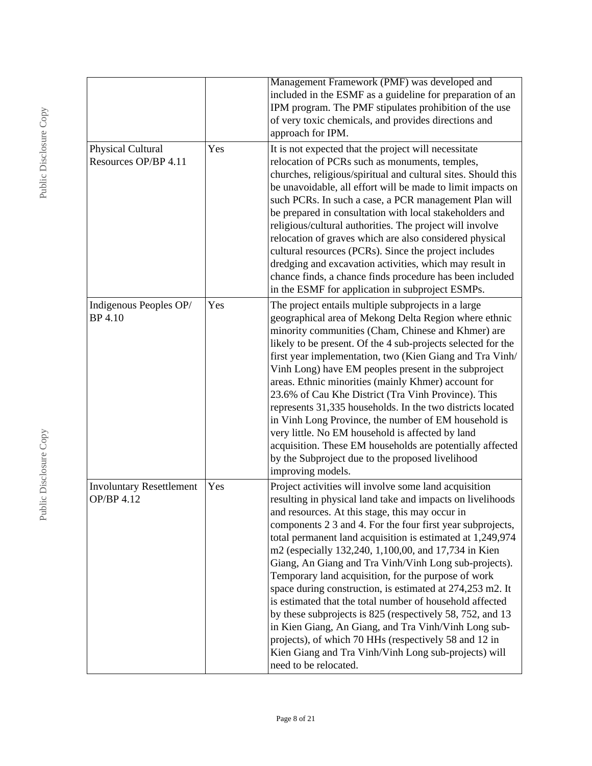| | | |
|---|---|---|
| | | Management Framework (PMF) was developed and included in the ESMF as a guideline for preparation of an IPM program. The PMF stipulates prohibition of the use of very toxic chemicals, and provides directions and approach for IPM. |
| Physical Cultural Resources OP/BP 4.11 | Yes | It is not expected that the project will necessitate relocation of PCRs such as monuments, temples, churches, religious/spiritual and cultural sites. Should this be unavoidable, all effort will be made to limit impacts on such PCRs. In such a case, a PCR management Plan will be prepared in consultation with local stakeholders and religious/cultural authorities. The project will involve relocation of graves which are also considered physical cultural resources (PCRs). Since the project includes dredging and excavation activities, which may result in chance finds, a chance finds procedure has been included in the ESMF for application in subproject ESMPs. |
| Indigenous Peoples OP/ BP 4.10 | Yes | The project entails multiple subprojects in a large geographical area of Mekong Delta Region where ethnic minority communities (Cham, Chinese and Khmer) are likely to be present. Of the 4 sub-projects selected for the first year implementation, two (Kien Giang and Tra Vinh/ Vinh Long) have EM peoples present in the subproject areas. Ethnic minorities (mainly Khmer) account for 23.6% of Cau Khe District (Tra Vinh Province). This represents 31,335 households. In the two districts located in Vinh Long Province, the number of EM household is very little. No EM household is affected by land acquisition. These EM households are potentially affected by the Subproject due to the proposed livelihood improving models. |
| Involuntary Resettlement OP/BP 4.12 | Yes | Project activities will involve some land acquisition resulting in physical land take and impacts on livelihoods and resources. At this stage, this may occur in components 2 3 and 4. For the four first year subprojects, total permanent land acquisition is estimated at 1,249,974 m2 (especially 132,240, 1,100,00, and 17,734 in Kien Giang, An Giang and Tra Vinh/Vinh Long sub-projects). Temporary land acquisition, for the purpose of work space during construction, is estimated at 274,253 m2. It is estimated that the total number of household affected by these subprojects is 825 (respectively 58, 752, and 13 in Kien Giang, An Giang, and Tra Vinh/Vinh Long sub-projects), of which 70 HHs (respectively 58 and 12 in Kien Giang and Tra Vinh/Vinh Long sub-projects) will need to be relocated. |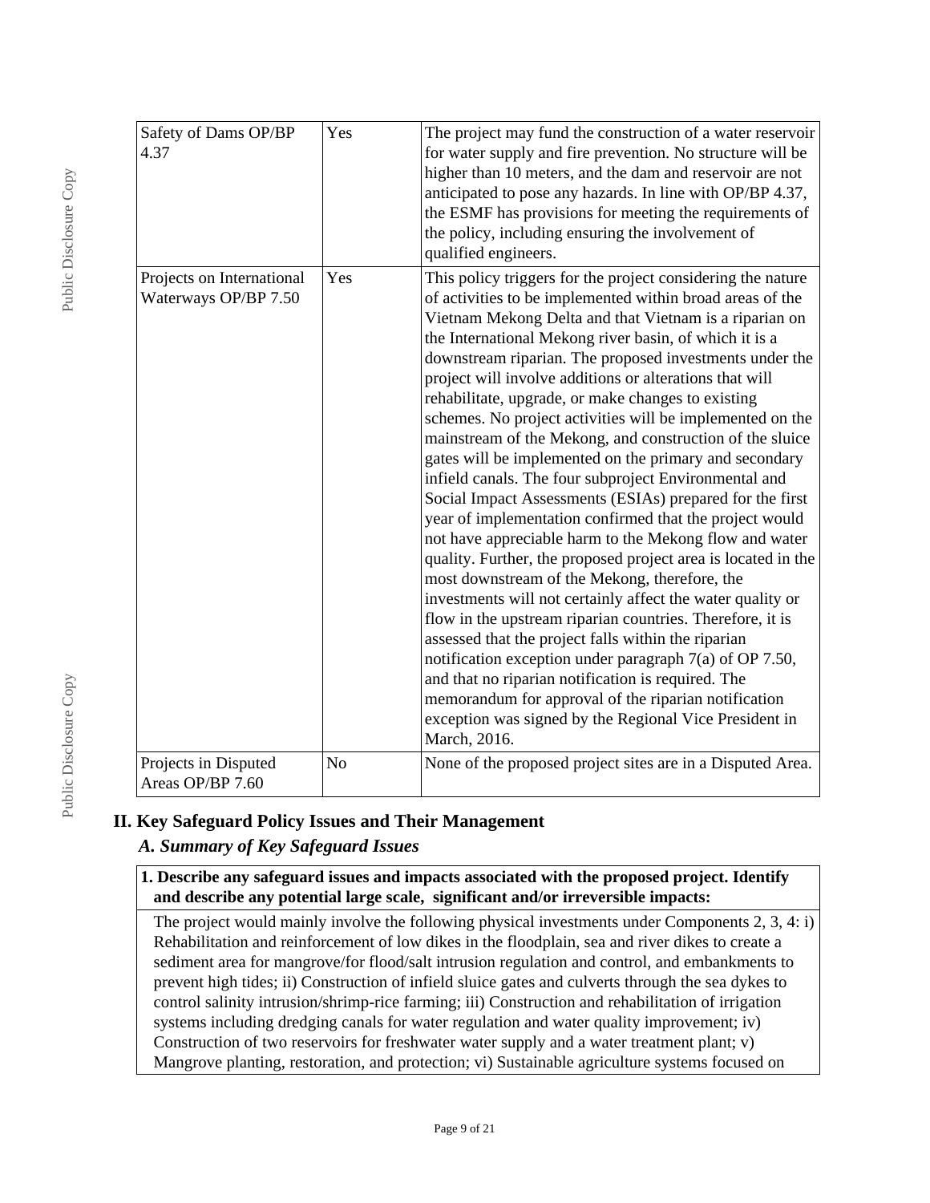| Safety of Dams OP/BP 4.37 | Yes | The project may fund the construction of a water reservoir for water supply and fire prevention. No structure will be higher than 10 meters, and the dam and reservoir are not anticipated to pose any hazards. In line with OP/BP 4.37, the ESMF has provisions for meeting the requirements of the policy, including ensuring the involvement of qualified engineers. |
|---|---|---|
| Projects on International Waterways OP/BP 7.50 | Yes | This policy triggers for the project considering the nature of activities to be implemented within broad areas of the Vietnam Mekong Delta and that Vietnam is a riparian on the International Mekong river basin, of which it is a downstream riparian. The proposed investments under the project will involve additions or alterations that will rehabilitate, upgrade, or make changes to existing schemes. No project activities will be implemented on the mainstream of the Mekong, and construction of the sluice gates will be implemented on the primary and secondary infield canals. The four subproject Environmental and Social Impact Assessments (ESIAs) prepared for the first year of implementation confirmed that the project would not have appreciable harm to the Mekong flow and water quality. Further, the proposed project area is located in the most downstream of the Mekong, therefore, the investments will not certainly affect the water quality or flow in the upstream riparian countries. Therefore, it is assessed that the project falls within the riparian notification exception under paragraph 7(a) of OP 7.50, and that no riparian notification is required. The memorandum for approval of the riparian notification exception was signed by the Regional Vice President in March, 2016. |
| Projects in Disputed Areas OP/BP 7.60 | No | None of the proposed project sites are in a Disputed Area. |

## II. Key Safeguard Policy Issues and Their Management

### *A. Summary of Key Safeguard Issues*

**1. Describe any safeguard issues and impacts associated with the proposed project. Identify and describe any potential large scale, significant and/or irreversible impacts:**

The project would mainly involve the following physical investments under Components 2, 3, 4: i) Rehabilitation and reinforcement of low dikes in the floodplain, sea and river dikes to create a sediment area for mangrove/for flood/salt intrusion regulation and control, and embankments to prevent high tides; ii) Construction of infield sluice gates and culverts through the sea dykes to control salinity intrusion/shrimp-rice farming; iii) Construction and rehabilitation of irrigation systems including dredging canals for water regulation and water quality improvement; iv) Construction of two reservoirs for freshwater water supply and a water treatment plant; v) Mangrove planting, restoration, and protection; vi) Sustainable agriculture systems focused on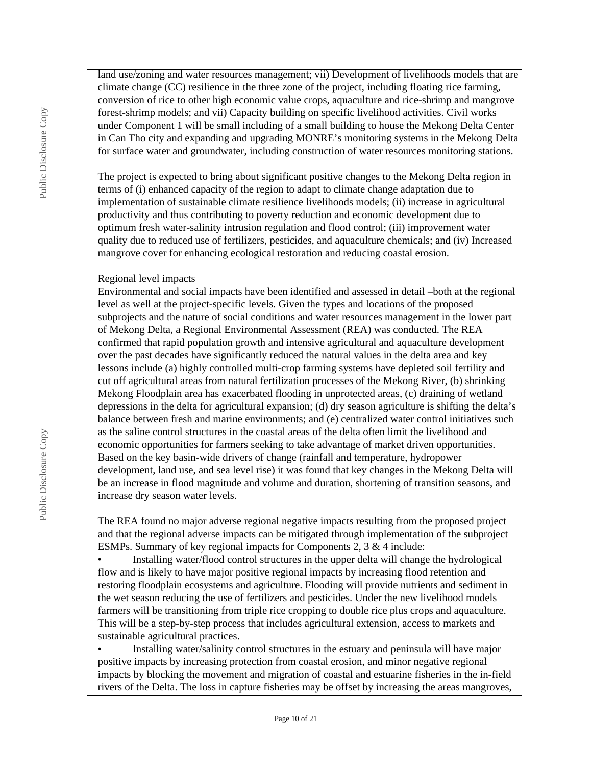land use/zoning and water resources management; vii) Development of livelihoods models that are climate change (CC) resilience in the three zone of the project, including floating rice farming, conversion of rice to other high economic value crops, aquaculture and rice-shrimp and mangrove forest-shrimp models; and vii) Capacity building on specific livelihood activities. Civil works under Component 1 will be small including of a small building to house the Mekong Delta Center in Can Tho city and expanding and upgrading MONRE's monitoring systems in the Mekong Delta for surface water and groundwater, including construction of water resources monitoring stations.

The project is expected to bring about significant positive changes to the Mekong Delta region in terms of (i) enhanced capacity of the region to adapt to climate change adaptation due to implementation of sustainable climate resilience livelihoods models; (ii) increase in agricultural productivity and thus contributing to poverty reduction and economic development due to optimum fresh water-salinity intrusion regulation and flood control; (iii) improvement water quality due to reduced use of fertilizers, pesticides, and aquaculture chemicals; and (iv) Increased mangrove cover for enhancing ecological restoration and reducing coastal erosion.

Regional level impacts

Environmental and social impacts have been identified and assessed in detail –both at the regional level as well at the project-specific levels. Given the types and locations of the proposed subprojects and the nature of social conditions and water resources management in the lower part of Mekong Delta, a Regional Environmental Assessment (REA) was conducted. The REA confirmed that rapid population growth and intensive agricultural and aquaculture development over the past decades have significantly reduced the natural values in the delta area and key lessons include (a) highly controlled multi-crop farming systems have depleted soil fertility and cut off agricultural areas from natural fertilization processes of the Mekong River, (b) shrinking Mekong Floodplain area has exacerbated flooding in unprotected areas, (c) draining of wetland depressions in the delta for agricultural expansion; (d) dry season agriculture is shifting the delta's balance between fresh and marine environments; and (e) centralized water control initiatives such as the saline control structures in the coastal areas of the delta often limit the livelihood and economic opportunities for farmers seeking to take advantage of market driven opportunities. Based on the key basin-wide drivers of change (rainfall and temperature, hydropower development, land use, and sea level rise) it was found that key changes in the Mekong Delta will be an increase in flood magnitude and volume and duration, shortening of transition seasons, and increase dry season water levels.

The REA found no major adverse regional negative impacts resulting from the proposed project and that the regional adverse impacts can be mitigated through implementation of the subproject ESMPs. Summary of key regional impacts for Components 2, 3 & 4 include:

- Installing water/flood control structures in the upper delta will change the hydrological flow and is likely to have major positive regional impacts by increasing flood retention and restoring floodplain ecosystems and agriculture. Flooding will provide nutrients and sediment in the wet season reducing the use of fertilizers and pesticides. Under the new livelihood models farmers will be transitioning from triple rice cropping to double rice plus crops and aquaculture. This will be a step-by-step process that includes agricultural extension, access to markets and sustainable agricultural practices.
- Installing water/salinity control structures in the estuary and peninsula will have major positive impacts by increasing protection from coastal erosion, and minor negative regional impacts by blocking the movement and migration of coastal and estuarine fisheries in the in-field rivers of the Delta. The loss in capture fisheries may be offset by increasing the areas mangroves,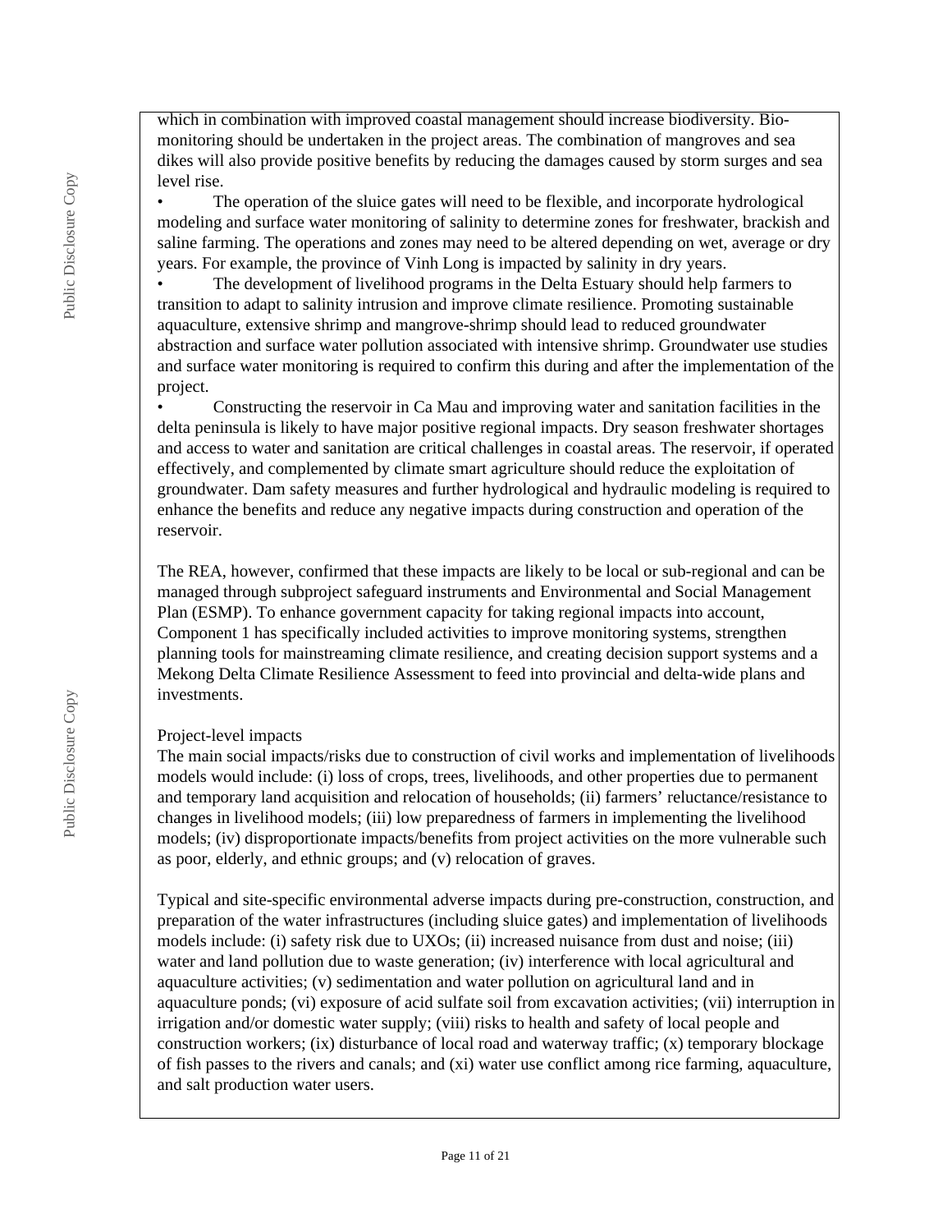which in combination with improved coastal management should increase biodiversity. Bio-monitoring should be undertaken in the project areas. The combination of mangroves and sea dikes will also provide positive benefits by reducing the damages caused by storm surges and sea level rise.

- The operation of the sluice gates will need to be flexible, and incorporate hydrological modeling and surface water monitoring of salinity to determine zones for freshwater, brackish and saline farming. The operations and zones may need to be altered depending on wet, average or dry years. For example, the province of Vinh Long is impacted by salinity in dry years.
- The development of livelihood programs in the Delta Estuary should help farmers to transition to adapt to salinity intrusion and improve climate resilience. Promoting sustainable aquaculture, extensive shrimp and mangrove-shrimp should lead to reduced groundwater abstraction and surface water pollution associated with intensive shrimp. Groundwater use studies and surface water monitoring is required to confirm this during and after the implementation of the project.
- Constructing the reservoir in Ca Mau and improving water and sanitation facilities in the delta peninsula is likely to have major positive regional impacts. Dry season freshwater shortages and access to water and sanitation are critical challenges in coastal areas. The reservoir, if operated effectively, and complemented by climate smart agriculture should reduce the exploitation of groundwater. Dam safety measures and further hydrological and hydraulic modeling is required to enhance the benefits and reduce any negative impacts during construction and operation of the reservoir.

The REA, however, confirmed that these impacts are likely to be local or sub-regional and can be managed through subproject safeguard instruments and Environmental and Social Management Plan (ESMP). To enhance government capacity for taking regional impacts into account, Component 1 has specifically included activities to improve monitoring systems, strengthen planning tools for mainstreaming climate resilience, and creating decision support systems and a Mekong Delta Climate Resilience Assessment to feed into provincial and delta-wide plans and investments.

Project-level impacts

The main social impacts/risks due to construction of civil works and implementation of livelihoods models would include: (i) loss of crops, trees, livelihoods, and other properties due to permanent and temporary land acquisition and relocation of households; (ii) farmers' reluctance/resistance to changes in livelihood models; (iii) low preparedness of farmers in implementing the livelihood models; (iv) disproportionate impacts/benefits from project activities on the more vulnerable such as poor, elderly, and ethnic groups; and (v) relocation of graves.

Typical and site-specific environmental adverse impacts during pre-construction, construction, and preparation of the water infrastructures (including sluice gates) and implementation of livelihoods models include: (i) safety risk due to UXOs; (ii) increased nuisance from dust and noise; (iii) water and land pollution due to waste generation; (iv) interference with local agricultural and aquaculture activities; (v) sedimentation and water pollution on agricultural land and in aquaculture ponds; (vi) exposure of acid sulfate soil from excavation activities; (vii) interruption in irrigation and/or domestic water supply; (viii) risks to health and safety of local people and construction workers; (ix) disturbance of local road and waterway traffic; (x) temporary blockage of fish passes to the rivers and canals; and (xi) water use conflict among rice farming, aquaculture, and salt production water users.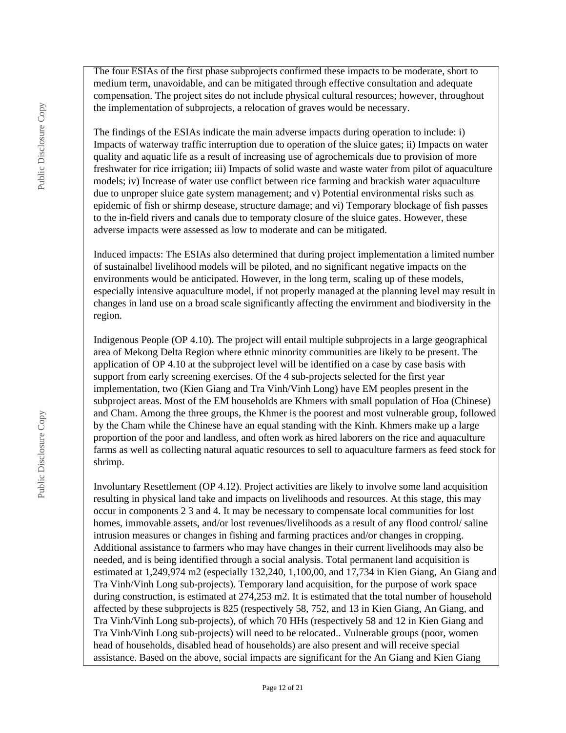The four ESIAs of the first phase subprojects confirmed these impacts to be moderate, short to medium term, unavoidable, and can be mitigated through effective consultation and adequate compensation. The project sites do not include physical cultural resources; however, throughout the implementation of subprojects, a relocation of graves would be necessary.

The findings of the ESIAs indicate the main adverse impacts during operation to include: i) Impacts of waterway traffic interruption due to operation of the sluice gates; ii) Impacts on water quality and aquatic life as a result of increasing use of agrochemicals due to provision of more freshwater for rice irrigation; iii) Impacts of solid waste and waste water from pilot of aquaculture models; iv) Increase of water use conflict between rice farming and brackish water aquaculture due to unproper sluice gate system management; and v) Potential environmental risks such as epidemic of fish or shirmp desease, structure damage; and vi) Temporary blockage of fish passes to the in-field rivers and canals due to temporaty closure of the sluice gates. However, these adverse impacts were assessed as low to moderate and can be mitigated.

Induced impacts: The ESIAs also determined that during project implementation a limited number of sustainalbel livelihood models will be piloted, and no significant negative impacts on the environments would be anticipated. However, in the long term, scaling up of these models, especially intensive aquaculture model, if not properly managed at the planning level may result in changes in land use on a broad scale significantly affecting the envirnment and biodiversity in the region.

Indigenous People (OP 4.10). The project will entail multiple subprojects in a large geographical area of Mekong Delta Region where ethnic minority communities are likely to be present. The application of OP 4.10 at the subproject level will be identified on a case by case basis with support from early screening exercises. Of the 4 sub-projects selected for the first year implementation, two (Kien Giang and Tra Vinh/Vinh Long) have EM peoples present in the subproject areas. Most of the EM households are Khmers with small population of Hoa (Chinese) and Cham. Among the three groups, the Khmer is the poorest and most vulnerable group, followed by the Cham while the Chinese have an equal standing with the Kinh. Khmers make up a large proportion of the poor and landless, and often work as hired laborers on the rice and aquaculture farms as well as collecting natural aquatic resources to sell to aquaculture farmers as feed stock for shrimp.

Involuntary Resettlement (OP 4.12). Project activities are likely to involve some land acquisition resulting in physical land take and impacts on livelihoods and resources. At this stage, this may occur in components 2 3 and 4. It may be necessary to compensate local communities for lost homes, immovable assets, and/or lost revenues/livelihoods as a result of any flood control/ saline intrusion measures or changes in fishing and farming practices and/or changes in cropping. Additional assistance to farmers who may have changes in their current livelihoods may also be needed, and is being identified through a social analysis. Total permanent land acquisition is estimated at 1,249,974 m2 (especially 132,240, 1,100,00, and 17,734 in Kien Giang, An Giang and Tra Vinh/Vinh Long sub-projects). Temporary land acquisition, for the purpose of work space during construction, is estimated at 274,253 m2. It is estimated that the total number of household affected by these subprojects is 825 (respectively 58, 752, and 13 in Kien Giang, An Giang, and Tra Vinh/Vinh Long sub-projects), of which 70 HHs (respectively 58 and 12 in Kien Giang and Tra Vinh/Vinh Long sub-projects) will need to be relocated.. Vulnerable groups (poor, women head of households, disabled head of households) are also present and will receive special assistance. Based on the above, social impacts are significant for the An Giang and Kien Giang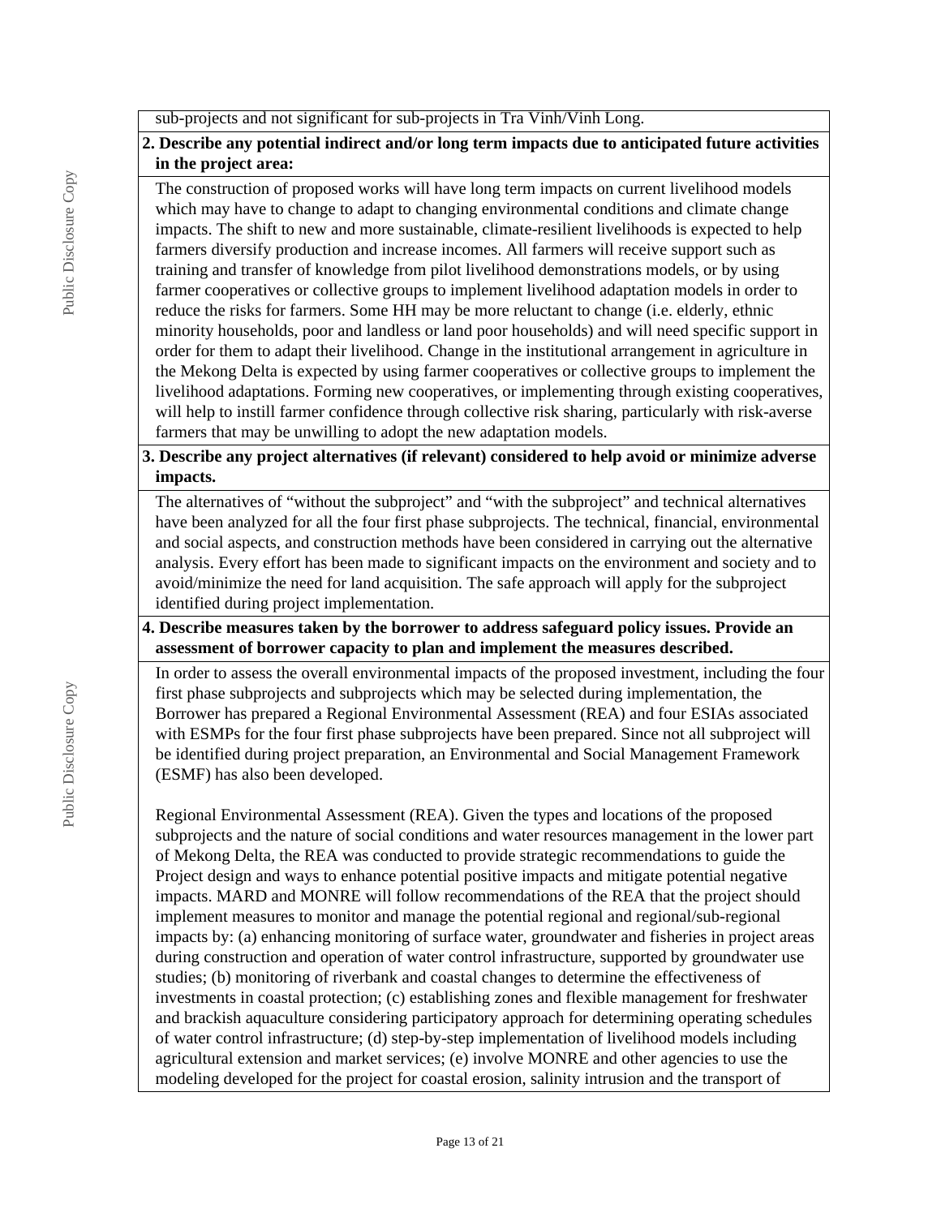sub-projects and not significant for sub-projects in Tra Vinh/Vinh Long.

**2. Describe any potential indirect and/or long term impacts due to anticipated future activities in the project area:**

The construction of proposed works will have long term impacts on current livelihood models which may have to change to adapt to changing environmental conditions and climate change impacts. The shift to new and more sustainable, climate-resilient livelihoods is expected to help farmers diversify production and increase incomes. All farmers will receive support such as training and transfer of knowledge from pilot livelihood demonstrations models, or by using farmer cooperatives or collective groups to implement livelihood adaptation models in order to reduce the risks for farmers. Some HH may be more reluctant to change (i.e. elderly, ethnic minority households, poor and landless or land poor households) and will need specific support in order for them to adapt their livelihood. Change in the institutional arrangement in agriculture in the Mekong Delta is expected by using farmer cooperatives or collective groups to implement the livelihood adaptations. Forming new cooperatives, or implementing through existing cooperatives, will help to instill farmer confidence through collective risk sharing, particularly with risk-averse farmers that may be unwilling to adopt the new adaptation models.

**3. Describe any project alternatives (if relevant) considered to help avoid or minimize adverse impacts.**

The alternatives of "without the subproject" and "with the subproject" and technical alternatives have been analyzed for all the four first phase subprojects. The technical, financial, environmental and social aspects, and construction methods have been considered in carrying out the alternative analysis. Every effort has been made to significant impacts on the environment and society and to avoid/minimize the need for land acquisition. The safe approach will apply for the subproject identified during project implementation.

**4. Describe measures taken by the borrower to address safeguard policy issues. Provide an assessment of borrower capacity to plan and implement the measures described.**

In order to assess the overall environmental impacts of the proposed investment, including the four first phase subprojects and subprojects which may be selected during implementation, the Borrower has prepared a Regional Environmental Assessment (REA) and four ESIAs associated with ESMPs for the four first phase subprojects have been prepared. Since not all subproject will be identified during project preparation, an Environmental and Social Management Framework (ESMF) has also been developed.

Regional Environmental Assessment (REA). Given the types and locations of the proposed subprojects and the nature of social conditions and water resources management in the lower part of Mekong Delta, the REA was conducted to provide strategic recommendations to guide the Project design and ways to enhance potential positive impacts and mitigate potential negative impacts. MARD and MONRE will follow recommendations of the REA that the project should implement measures to monitor and manage the potential regional and regional/sub-regional impacts by: (a) enhancing monitoring of surface water, groundwater and fisheries in project areas during construction and operation of water control infrastructure, supported by groundwater use studies; (b) monitoring of riverbank and coastal changes to determine the effectiveness of investments in coastal protection; (c) establishing zones and flexible management for freshwater and brackish aquaculture considering participatory approach for determining operating schedules of water control infrastructure; (d) step-by-step implementation of livelihood models including agricultural extension and market services; (e) involve MONRE and other agencies to use the modeling developed for the project for coastal erosion, salinity intrusion and the transport of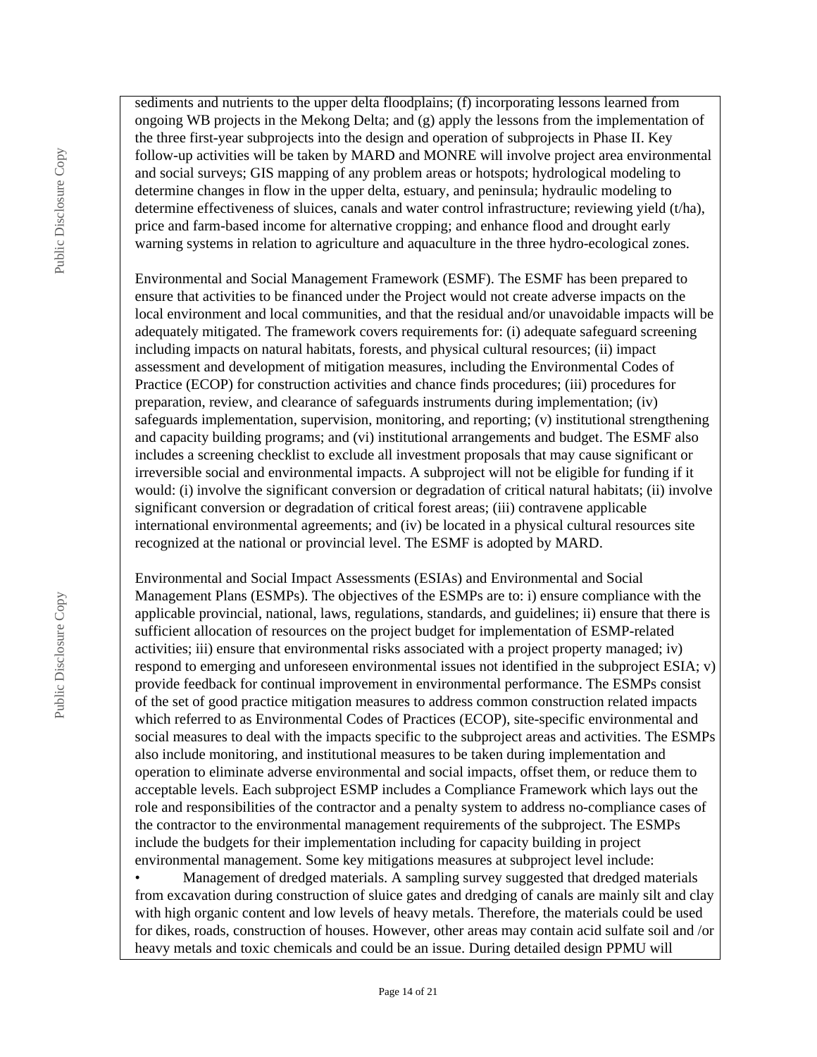sediments and nutrients to the upper delta floodplains; (f) incorporating lessons learned from ongoing WB projects in the Mekong Delta; and (g) apply the lessons from the implementation of the three first-year subprojects into the design and operation of subprojects in Phase II. Key follow-up activities will be taken by MARD and MONRE will involve project area environmental and social surveys; GIS mapping of any problem areas or hotspots; hydrological modeling to determine changes in flow in the upper delta, estuary, and peninsula; hydraulic modeling to determine effectiveness of sluices, canals and water control infrastructure; reviewing yield (t/ha), price and farm-based income for alternative cropping; and enhance flood and drought early warning systems in relation to agriculture and aquaculture in the three hydro-ecological zones.

Environmental and Social Management Framework (ESMF). The ESMF has been prepared to ensure that activities to be financed under the Project would not create adverse impacts on the local environment and local communities, and that the residual and/or unavoidable impacts will be adequately mitigated. The framework covers requirements for: (i) adequate safeguard screening including impacts on natural habitats, forests, and physical cultural resources; (ii) impact assessment and development of mitigation measures, including the Environmental Codes of Practice (ECOP) for construction activities and chance finds procedures; (iii) procedures for preparation, review, and clearance of safeguards instruments during implementation; (iv) safeguards implementation, supervision, monitoring, and reporting; (v) institutional strengthening and capacity building programs; and (vi) institutional arrangements and budget. The ESMF also includes a screening checklist to exclude all investment proposals that may cause significant or irreversible social and environmental impacts. A subproject will not be eligible for funding if it would: (i) involve the significant conversion or degradation of critical natural habitats; (ii) involve significant conversion or degradation of critical forest areas; (iii) contravene applicable international environmental agreements; and (iv) be located in a physical cultural resources site recognized at the national or provincial level. The ESMF is adopted by MARD.

Environmental and Social Impact Assessments (ESIAs) and Environmental and Social Management Plans (ESMPs). The objectives of the ESMPs are to: i) ensure compliance with the applicable provincial, national, laws, regulations, standards, and guidelines; ii) ensure that there is sufficient allocation of resources on the project budget for implementation of ESMP-related activities; iii) ensure that environmental risks associated with a project property managed; iv) respond to emerging and unforeseen environmental issues not identified in the subproject ESIA; v) provide feedback for continual improvement in environmental performance. The ESMPs consist of the set of good practice mitigation measures to address common construction related impacts which referred to as Environmental Codes of Practices (ECOP), site-specific environmental and social measures to deal with the impacts specific to the subproject areas and activities. The ESMPs also include monitoring, and institutional measures to be taken during implementation and operation to eliminate adverse environmental and social impacts, offset them, or reduce them to acceptable levels. Each subproject ESMP includes a Compliance Framework which lays out the role and responsibilities of the contractor and a penalty system to address no-compliance cases of the contractor to the environmental management requirements of the subproject. The ESMPs include the budgets for their implementation including for capacity building in project environmental management. Some key mitigations measures at subproject level include:

- Management of dredged materials. A sampling survey suggested that dredged materials from excavation during construction of sluice gates and dredging of canals are mainly silt and clay with high organic content and low levels of heavy metals. Therefore, the materials could be used for dikes, roads, construction of houses. However, other areas may contain acid sulfate soil and /or heavy metals and toxic chemicals and could be an issue. During detailed design PPMU will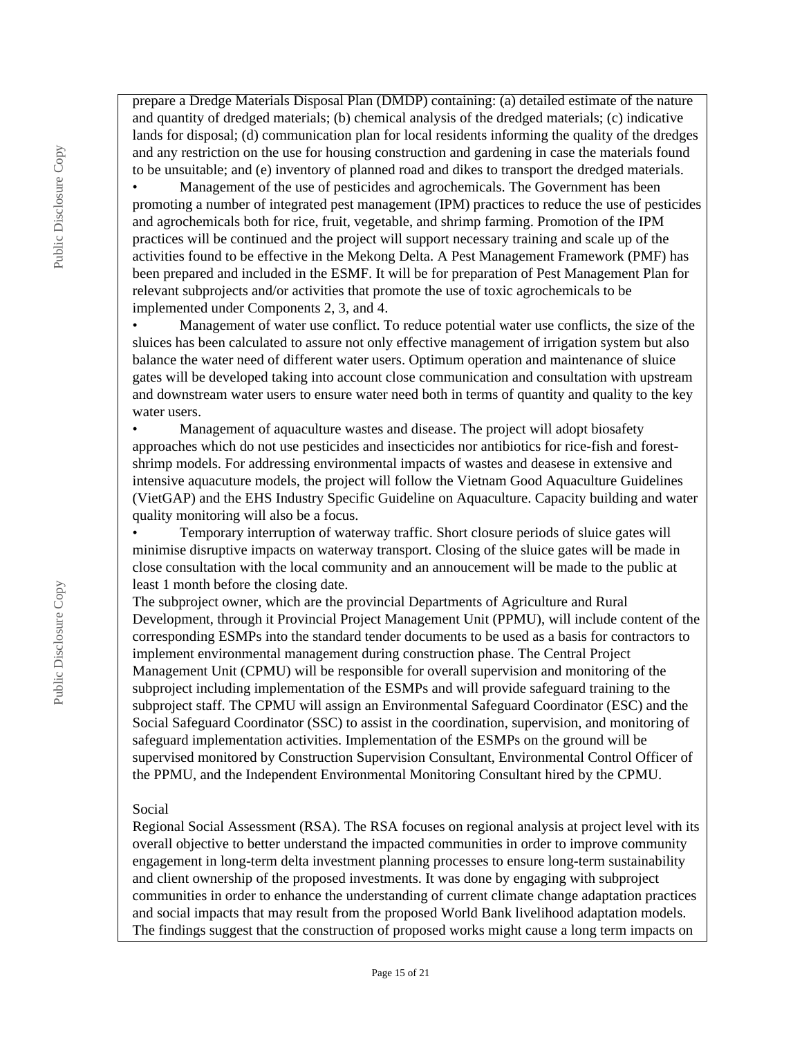prepare a Dredge Materials Disposal Plan (DMDP) containing: (a) detailed estimate of the nature and quantity of dredged materials; (b) chemical analysis of the dredged materials; (c) indicative lands for disposal; (d) communication plan for local residents informing the quality of the dredges and any restriction on the use for housing construction and gardening in case the materials found to be unsuitable; and (e) inventory of planned road and dikes to transport the dredged materials.

- Management of the use of pesticides and agrochemicals. The Government has been promoting a number of integrated pest management (IPM) practices to reduce the use of pesticides and agrochemicals both for rice, fruit, vegetable, and shrimp farming. Promotion of the IPM practices will be continued and the project will support necessary training and scale up of the activities found to be effective in the Mekong Delta. A Pest Management Framework (PMF) has been prepared and included in the ESMF. It will be for preparation of Pest Management Plan for relevant subprojects and/or activities that promote the use of toxic agrochemicals to be implemented under Components 2, 3, and 4.
- Management of water use conflict. To reduce potential water use conflicts, the size of the sluices has been calculated to assure not only effective management of irrigation system but also balance the water need of different water users. Optimum operation and maintenance of sluice gates will be developed taking into account close communication and consultation with upstream and downstream water users to ensure water need both in terms of quantity and quality to the key water users.
- Management of aquaculture wastes and disease. The project will adopt biosafety approaches which do not use pesticides and insecticides nor antibiotics for rice-fish and forest-shrimp models. For addressing environmental impacts of wastes and deasese in extensive and intensive aquacuture models, the project will follow the Vietnam Good Aquaculture Guidelines (VietGAP) and the EHS Industry Specific Guideline on Aquaculture. Capacity building and water quality monitoring will also be a focus.
- Temporary interruption of waterway traffic. Short closure periods of sluice gates will minimise disruptive impacts on waterway transport. Closing of the sluice gates will be made in close consultation with the local community and an annoucement will be made to the public at least 1 month before the closing date.

The subproject owner, which are the provincial Departments of Agriculture and Rural Development, through it Provincial Project Management Unit (PPMU), will include content of the corresponding ESMPs into the standard tender documents to be used as a basis for contractors to implement environmental management during construction phase. The Central Project Management Unit (CPMU) will be responsible for overall supervision and monitoring of the subproject including implementation of the ESMPs and will provide safeguard training to the subproject staff. The CPMU will assign an Environmental Safeguard Coordinator (ESC) and the Social Safeguard Coordinator (SSC) to assist in the coordination, supervision, and monitoring of safeguard implementation activities. Implementation of the ESMPs on the ground will be supervised monitored by Construction Supervision Consultant, Environmental Control Officer of the PPMU, and the Independent Environmental Monitoring Consultant hired by the CPMU.

Social

Regional Social Assessment (RSA). The RSA focuses on regional analysis at project level with its overall objective to better understand the impacted communities in order to improve community engagement in long-term delta investment planning processes to ensure long-term sustainability and client ownership of the proposed investments. It was done by engaging with subproject communities in order to enhance the understanding of current climate change adaptation practices and social impacts that may result from the proposed World Bank livelihood adaptation models. The findings suggest that the construction of proposed works might cause a long term impacts on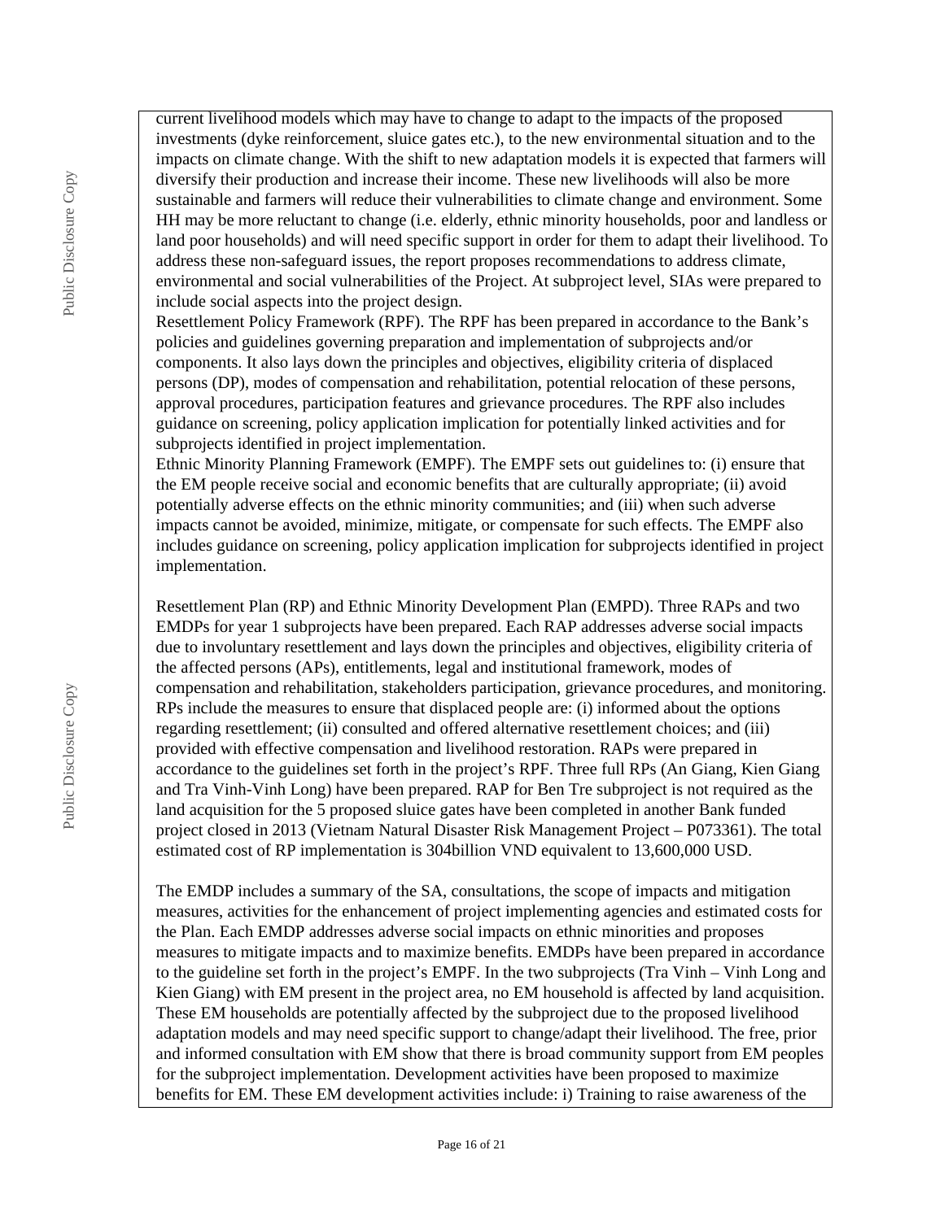current livelihood models which may have to change to adapt to the impacts of the proposed investments (dyke reinforcement, sluice gates etc.), to the new environmental situation and to the impacts on climate change. With the shift to new adaptation models it is expected that farmers will diversify their production and increase their income. These new livelihoods will also be more sustainable and farmers will reduce their vulnerabilities to climate change and environment. Some HH may be more reluctant to change (i.e. elderly, ethnic minority households, poor and landless or land poor households) and will need specific support in order for them to adapt their livelihood. To address these non-safeguard issues, the report proposes recommendations to address climate, environmental and social vulnerabilities of the Project. At subproject level, SIAs were prepared to include social aspects into the project design.

Resettlement Policy Framework (RPF). The RPF has been prepared in accordance to the Bank's policies and guidelines governing preparation and implementation of subprojects and/or components. It also lays down the principles and objectives, eligibility criteria of displaced persons (DP), modes of compensation and rehabilitation, potential relocation of these persons, approval procedures, participation features and grievance procedures. The RPF also includes guidance on screening, policy application implication for potentially linked activities and for subprojects identified in project implementation.

Ethnic Minority Planning Framework (EMPF). The EMPF sets out guidelines to: (i) ensure that the EM people receive social and economic benefits that are culturally appropriate; (ii) avoid potentially adverse effects on the ethnic minority communities; and (iii) when such adverse impacts cannot be avoided, minimize, mitigate, or compensate for such effects. The EMPF also includes guidance on screening, policy application implication for subprojects identified in project implementation.

Resettlement Plan (RP) and Ethnic Minority Development Plan (EMPD). Three RAPs and two EMDPs for year 1 subprojects have been prepared. Each RAP addresses adverse social impacts due to involuntary resettlement and lays down the principles and objectives, eligibility criteria of the affected persons (APs), entitlements, legal and institutional framework, modes of compensation and rehabilitation, stakeholders participation, grievance procedures, and monitoring. RPs include the measures to ensure that displaced people are: (i) informed about the options regarding resettlement; (ii) consulted and offered alternative resettlement choices; and (iii) provided with effective compensation and livelihood restoration. RAPs were prepared in accordance to the guidelines set forth in the project's RPF. Three full RPs (An Giang, Kien Giang and Tra Vinh-Vinh Long) have been prepared. RAP for Ben Tre subproject is not required as the land acquisition for the 5 proposed sluice gates have been completed in another Bank funded project closed in 2013 (Vietnam Natural Disaster Risk Management Project – P073361). The total estimated cost of RP implementation is 304billion VND equivalent to 13,600,000 USD.

The EMDP includes a summary of the SA, consultations, the scope of impacts and mitigation measures, activities for the enhancement of project implementing agencies and estimated costs for the Plan. Each EMDP addresses adverse social impacts on ethnic minorities and proposes measures to mitigate impacts and to maximize benefits. EMDPs have been prepared in accordance to the guideline set forth in the project's EMPF. In the two subprojects (Tra Vinh – Vinh Long and Kien Giang) with EM present in the project area, no EM household is affected by land acquisition. These EM households are potentially affected by the subproject due to the proposed livelihood adaptation models and may need specific support to change/adapt their livelihood. The free, prior and informed consultation with EM show that there is broad community support from EM peoples for the subproject implementation. Development activities have been proposed to maximize benefits for EM. These EM development activities include: i) Training to raise awareness of the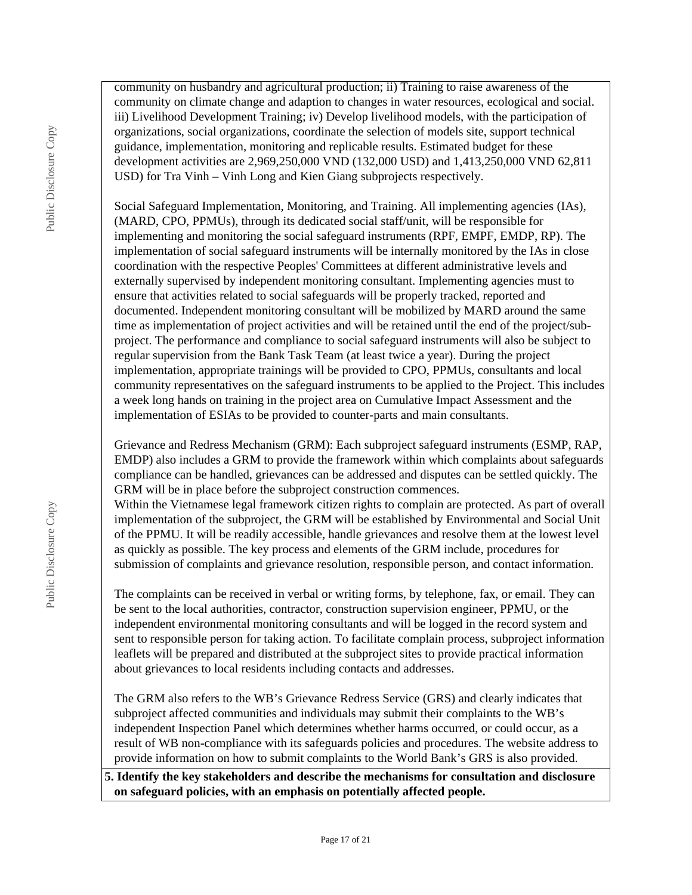community on husbandry and agricultural production; ii) Training to raise awareness of the community on climate change and adaption to changes in water resources, ecological and social. iii) Livelihood Development Training; iv) Develop livelihood models, with the participation of organizations, social organizations, coordinate the selection of models site, support technical guidance, implementation, monitoring and replicable results. Estimated budget for these development activities are 2,969,250,000 VND (132,000 USD) and 1,413,250,000 VND 62,811 USD) for Tra Vinh – Vinh Long and Kien Giang subprojects respectively.

Social Safeguard Implementation, Monitoring, and Training. All implementing agencies (IAs), (MARD, CPO, PPMUs), through its dedicated social staff/unit, will be responsible for implementing and monitoring the social safeguard instruments (RPF, EMPF, EMDP, RP). The implementation of social safeguard instruments will be internally monitored by the IAs in close coordination with the respective Peoples' Committees at different administrative levels and externally supervised by independent monitoring consultant. Implementing agencies must to ensure that activities related to social safeguards will be properly tracked, reported and documented. Independent monitoring consultant will be mobilized by MARD around the same time as implementation of project activities and will be retained until the end of the project/sub-project. The performance and compliance to social safeguard instruments will also be subject to regular supervision from the Bank Task Team (at least twice a year). During the project implementation, appropriate trainings will be provided to CPO, PPMUs, consultants and local community representatives on the safeguard instruments to be applied to the Project. This includes a week long hands on training in the project area on Cumulative Impact Assessment and the implementation of ESIAs to be provided to counter-parts and main consultants.

Grievance and Redress Mechanism (GRM): Each subproject safeguard instruments (ESMP, RAP, EMDP) also includes a GRM to provide the framework within which complaints about safeguards compliance can be handled, grievances can be addressed and disputes can be settled quickly. The GRM will be in place before the subproject construction commences.
Within the Vietnamese legal framework citizen rights to complain are protected. As part of overall implementation of the subproject, the GRM will be established by Environmental and Social Unit of the PPMU. It will be readily accessible, handle grievances and resolve them at the lowest level as quickly as possible. The key process and elements of the GRM include, procedures for submission of complaints and grievance resolution, responsible person, and contact information.

The complaints can be received in verbal or writing forms, by telephone, fax, or email. They can be sent to the local authorities, contractor, construction supervision engineer, PPMU, or the independent environmental monitoring consultants and will be logged in the record system and sent to responsible person for taking action. To facilitate complain process, subproject information leaflets will be prepared and distributed at the subproject sites to provide practical information about grievances to local residents including contacts and addresses.

The GRM also refers to the WB's Grievance Redress Service (GRS) and clearly indicates that subproject affected communities and individuals may submit their complaints to the WB's independent Inspection Panel which determines whether harms occurred, or could occur, as a result of WB non-compliance with its safeguards policies and procedures. The website address to provide information on how to submit complaints to the World Bank's GRS is also provided.

**5. Identify the key stakeholders and describe the mechanisms for consultation and disclosure on safeguard policies, with an emphasis on potentially affected people.**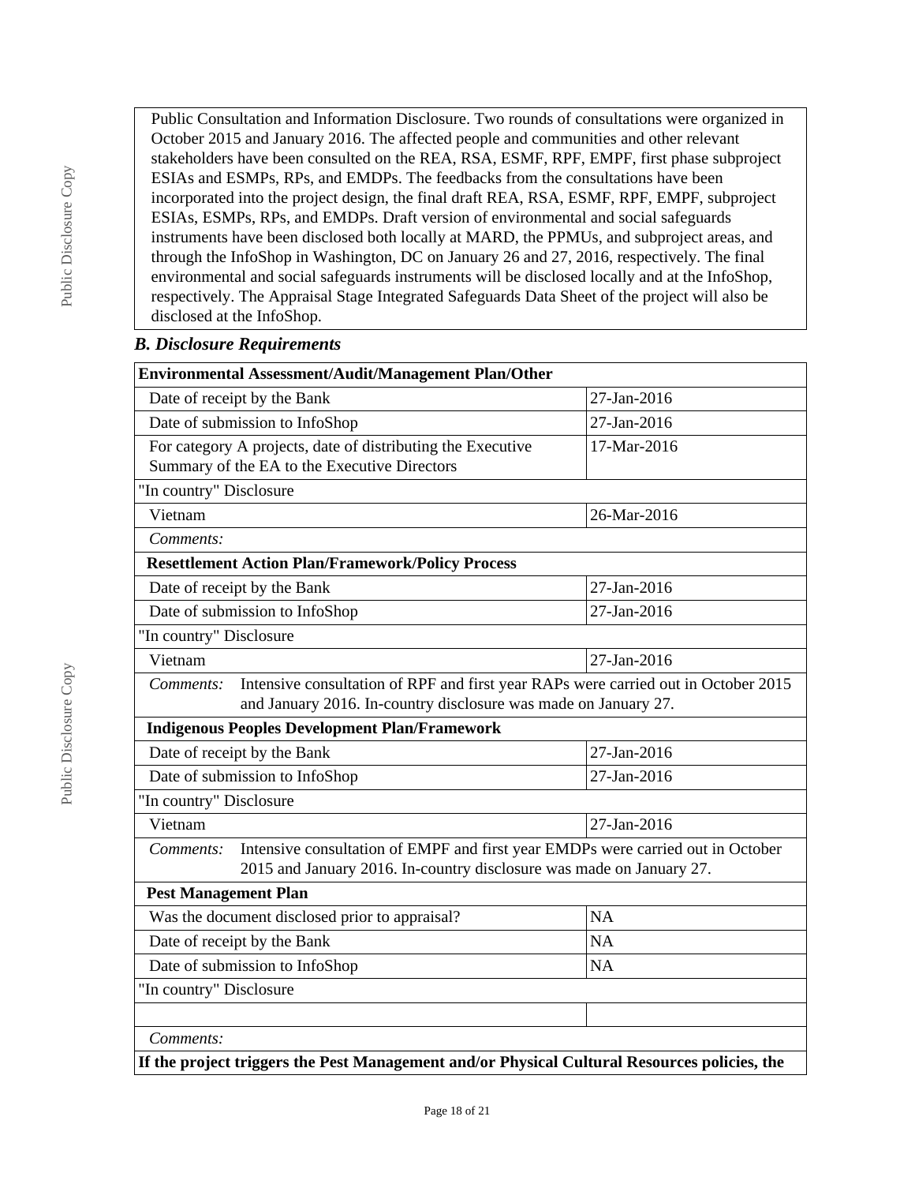Public Consultation and Information Disclosure. Two rounds of consultations were organized in October 2015 and January 2016. The affected people and communities and other relevant stakeholders have been consulted on the REA, RSA, ESMF, RPF, EMPF, first phase subproject ESIAs and ESMPs, RPs, and EMDPs. The feedbacks from the consultations have been incorporated into the project design, the final draft REA, RSA, ESMF, RPF, EMPF, subproject ESIAs, ESMPs, RPs, and EMDPs. Draft version of environmental and social safeguards instruments have been disclosed both locally at MARD, the PPMUs, and subproject areas, and through the InfoShop in Washington, DC on January 26 and 27, 2016, respectively. The final environmental and social safeguards instruments will be disclosed locally and at the InfoShop, respectively. The Appraisal Stage Integrated Safeguards Data Sheet of the project will also be disclosed at the InfoShop.

### *B. Disclosure Requirements*

| **Environmental Assessment/Audit/Management Plan/Other** | |
|---|---|
| Date of receipt by the Bank | 27-Jan-2016 |
| Date of submission to InfoShop | 27-Jan-2016 |
| For category A projects, date of distributing the Executive Summary of the EA to the Executive Directors | 17-Mar-2016 |
| "In country" Disclosure | |
| Vietnam | 26-Mar-2016 |
| *Comments:* | |
| **Resettlement Action Plan/Framework/Policy Process** | |
| Date of receipt by the Bank | 27-Jan-2016 |
| Date of submission to InfoShop | 27-Jan-2016 |
| "In country" Disclosure | |
| Vietnam | 27-Jan-2016 |
| *Comments:* Intensive consultation of RPF and first year RAPs were carried out in October 2015 and January 2016. In-country disclosure was made on January 27. | |
| **Indigenous Peoples Development Plan/Framework** | |
| Date of receipt by the Bank | 27-Jan-2016 |
| Date of submission to InfoShop | 27-Jan-2016 |
| "In country" Disclosure | |
| Vietnam | 27-Jan-2016 |
| *Comments:* Intensive consultation of EMPF and first year EMDPs were carried out in October 2015 and January 2016. In-country disclosure was made on January 27. | |
| **Pest Management Plan** | |
| Was the document disclosed prior to appraisal? | NA |
| Date of receipt by the Bank | NA |
| Date of submission to InfoShop | NA |
| "In country" Disclosure | |
| | |
| *Comments:* | |

**If the project triggers the Pest Management and/or Physical Cultural Resources policies, the**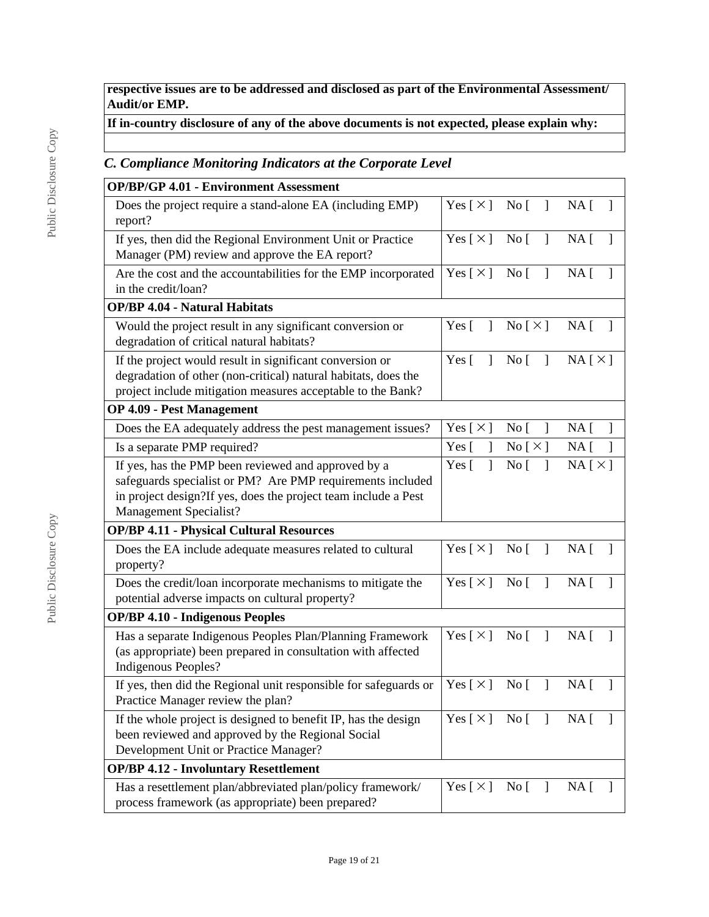| **respective issues are to be addressed and disclosed as part of the Environmental Assessment/ Audit/or EMP.** |
|---|
| **If in-country disclosure of any of the above documents is not expected, please explain why:** |
| |

### *C. Compliance Monitoring Indicators at the Corporate Level*

| **OP/BP/GP 4.01 - Environment Assessment** | |
|---|---|
| Does the project require a stand-alone EA (including EMP) report? | Yes [ × ]   No [  ]   NA [  ] |
| If yes, then did the Regional Environment Unit or Practice Manager (PM) review and approve the EA report? | Yes [ × ]   No [  ]   NA [  ] |
| Are the cost and the accountabilities for the EMP incorporated in the credit/loan? | Yes [ × ]   No [  ]   NA [  ] |
| **OP/BP 4.04 - Natural Habitats** | |
| Would the project result in any significant conversion or degradation of critical natural habitats? | Yes [  ]   No [ × ]   NA [  ] |
| If the project would result in significant conversion or degradation of other (non-critical) natural habitats, does the project include mitigation measures acceptable to the Bank? | Yes [  ]   No [  ]   NA [ × ] |
| **OP 4.09 - Pest Management** | |
| Does the EA adequately address the pest management issues? | Yes [ × ]   No [  ]   NA [  ] |
| Is a separate PMP required? | Yes [  ]   No [ × ]   NA [  ] |
| If yes, has the PMP been reviewed and approved by a safeguards specialist or PM? Are PMP requirements included in project design?If yes, does the project team include a Pest Management Specialist? | Yes [  ]   No [  ]   NA [ × ] |
| **OP/BP 4.11 - Physical Cultural Resources** | |
| Does the EA include adequate measures related to cultural property? | Yes [ × ]   No [  ]   NA [  ] |
| Does the credit/loan incorporate mechanisms to mitigate the potential adverse impacts on cultural property? | Yes [ × ]   No [  ]   NA [  ] |
| **OP/BP 4.10 - Indigenous Peoples** | |
| Has a separate Indigenous Peoples Plan/Planning Framework (as appropriate) been prepared in consultation with affected Indigenous Peoples? | Yes [ × ]   No [  ]   NA [  ] |
| If yes, then did the Regional unit responsible for safeguards or Practice Manager review the plan? | Yes [ × ]   No [  ]   NA [  ] |
| If the whole project is designed to benefit IP, has the design been reviewed and approved by the Regional Social Development Unit or Practice Manager? | Yes [ × ]   No [  ]   NA [  ] |
| **OP/BP 4.12 - Involuntary Resettlement** | |
| Has a resettlement plan/abbreviated plan/policy framework/ process framework (as appropriate) been prepared? | Yes [ × ]   No [  ]   NA [  ] |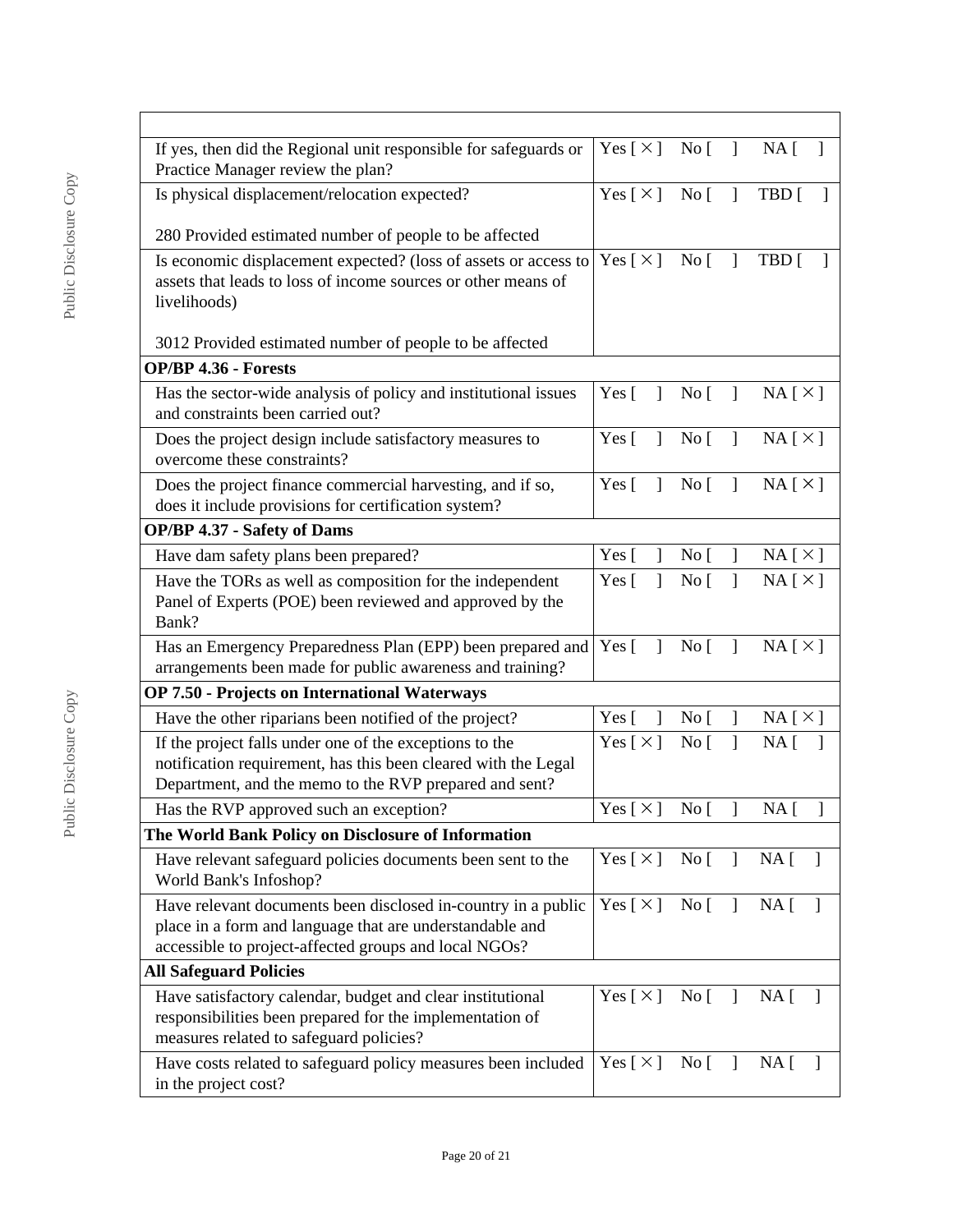| | |
|---|---|
| If yes, then did the Regional unit responsible for safeguards or Practice Manager review the plan? | Yes [ × ]   No [   ]   NA [   ] |
| Is physical displacement/relocation expected?<br><br>280 Provided estimated number of people to be affected | Yes [ × ]   No [   ]   TBD [   ] |
| Is economic displacement expected? (loss of assets or access to assets that leads to loss of income sources or other means of livelihoods)<br><br>3012 Provided estimated number of people to be affected | Yes [ × ]   No [   ]   TBD [   ] |
| **OP/BP 4.36 - Forests** | |
| Has the sector-wide analysis of policy and institutional issues and constraints been carried out? | Yes [   ]   No [   ]   NA [ × ] |
| Does the project design include satisfactory measures to overcome these constraints? | Yes [   ]   No [   ]   NA [ × ] |
| Does the project finance commercial harvesting, and if so, does it include provisions for certification system? | Yes [   ]   No [   ]   NA [ × ] |
| **OP/BP 4.37 - Safety of Dams** | |
| Have dam safety plans been prepared? | Yes [   ]   No [   ]   NA [ × ] |
| Have the TORs as well as composition for the independent Panel of Experts (POE) been reviewed and approved by the Bank? | Yes [   ]   No [   ]   NA [ × ] |
| Has an Emergency Preparedness Plan (EPP) been prepared and arrangements been made for public awareness and training? | Yes [   ]   No [   ]   NA [ × ] |
| **OP 7.50 - Projects on International Waterways** | |
| Have the other riparians been notified of the project? | Yes [   ]   No [   ]   NA [ × ] |
| If the project falls under one of the exceptions to the notification requirement, has this been cleared with the Legal Department, and the memo to the RVP prepared and sent? | Yes [ × ]   No [   ]   NA [   ] |
| Has the RVP approved such an exception? | Yes [ × ]   No [   ]   NA [   ] |
| **The World Bank Policy on Disclosure of Information** | |
| Have relevant safeguard policies documents been sent to the World Bank's Infoshop? | Yes [ × ]   No [   ]   NA [   ] |
| Have relevant documents been disclosed in-country in a public place in a form and language that are understandable and accessible to project-affected groups and local NGOs? | Yes [ × ]   No [   ]   NA [   ] |
| **All Safeguard Policies** | |
| Have satisfactory calendar, budget and clear institutional responsibilities been prepared for the implementation of measures related to safeguard policies? | Yes [ × ]   No [   ]   NA [   ] |
| Have costs related to safeguard policy measures been included in the project cost? | Yes [ × ]   No [   ]   NA [   ] |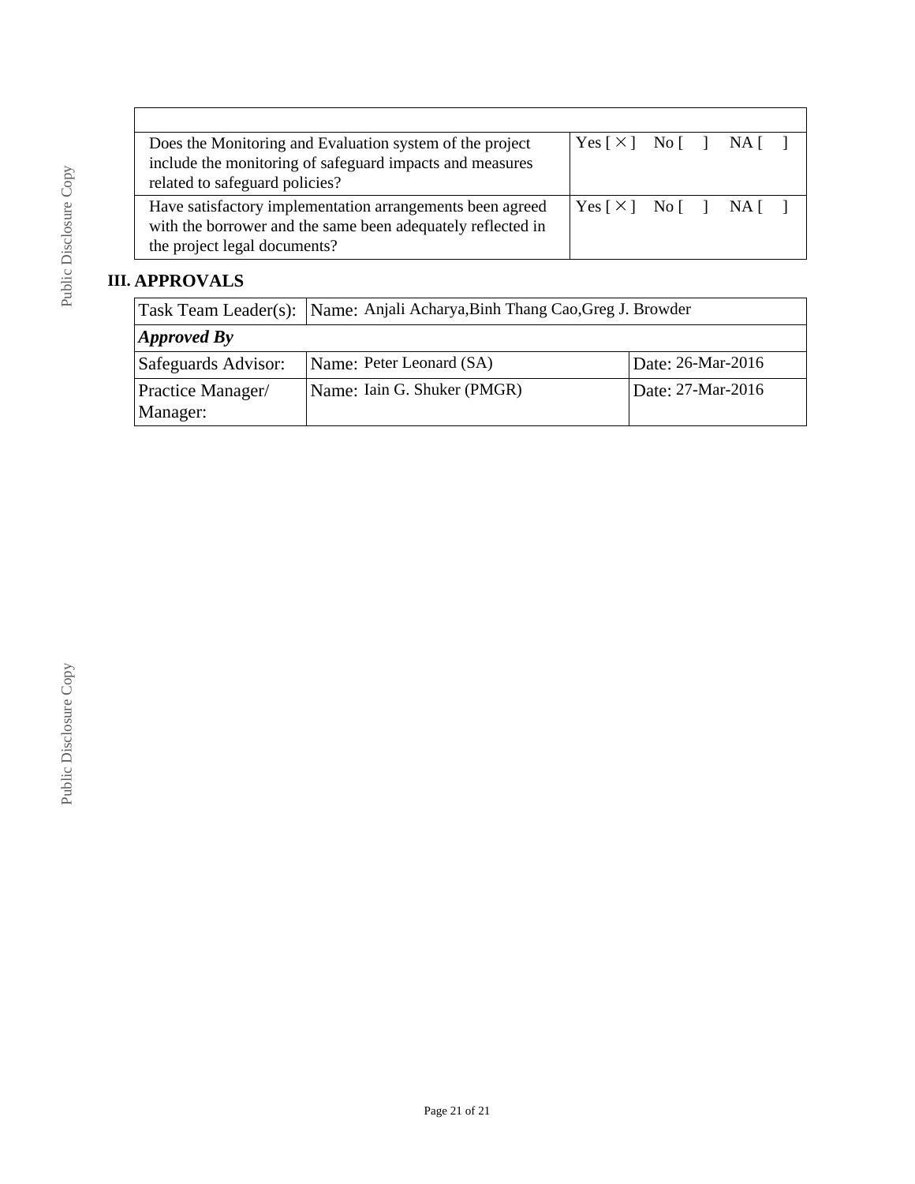| | |
|---|---|
| Does the Monitoring and Evaluation system of the project include the monitoring of safeguard impacts and measures related to safeguard policies? | Yes [ × ] No [ ] NA [ ] |
| Have satisfactory implementation arrangements been agreed with the borrower and the same been adequately reflected in the project legal documents? | Yes [ × ] No [ ] NA [ ] |

## III. APPROVALS

| | | |
|---|---|---|
| Task Team Leader(s): | Name: Anjali Acharya,Binh Thang Cao,Greg J. Browder | |
| ***Approved By*** | | |
| Safeguards Advisor: | Name: Peter Leonard (SA) | Date: 26-Mar-2016 |
| Practice Manager/ Manager: | Name: Iain G. Shuker (PMGR) | Date: 27-Mar-2016 |